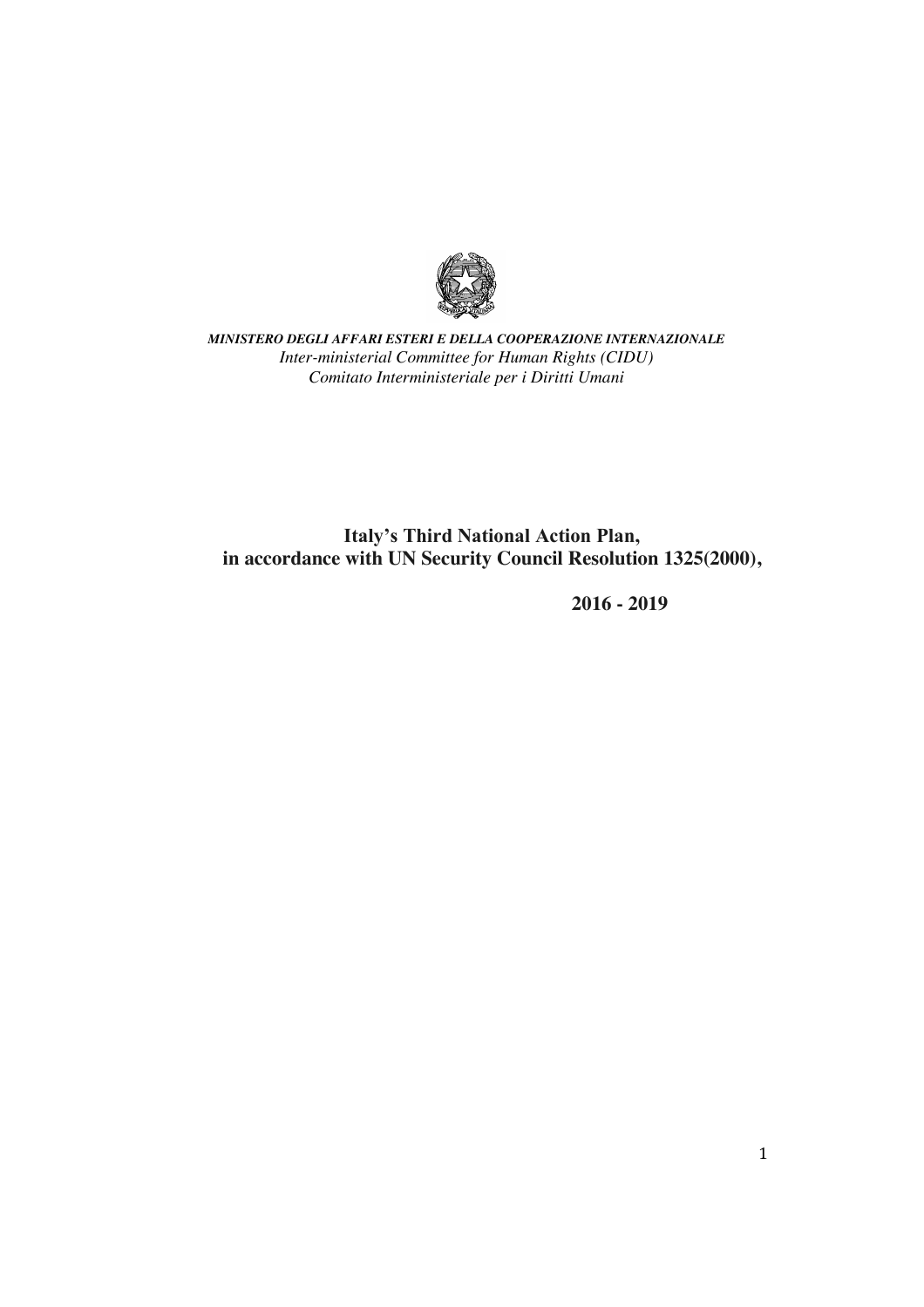***MINISTERO DEGLI AFFARI ESTERI E DELLA COOPERAZIONE INTERNAZIONALE***

*Inter-ministerial Committee for Human Rights (CIDU)*

*Comitato Interministeriale per i Diritti Umani*

# Italy's Third National Action Plan, in accordance with UN Security Council Resolution 1325(2000),

**2016 - 2019**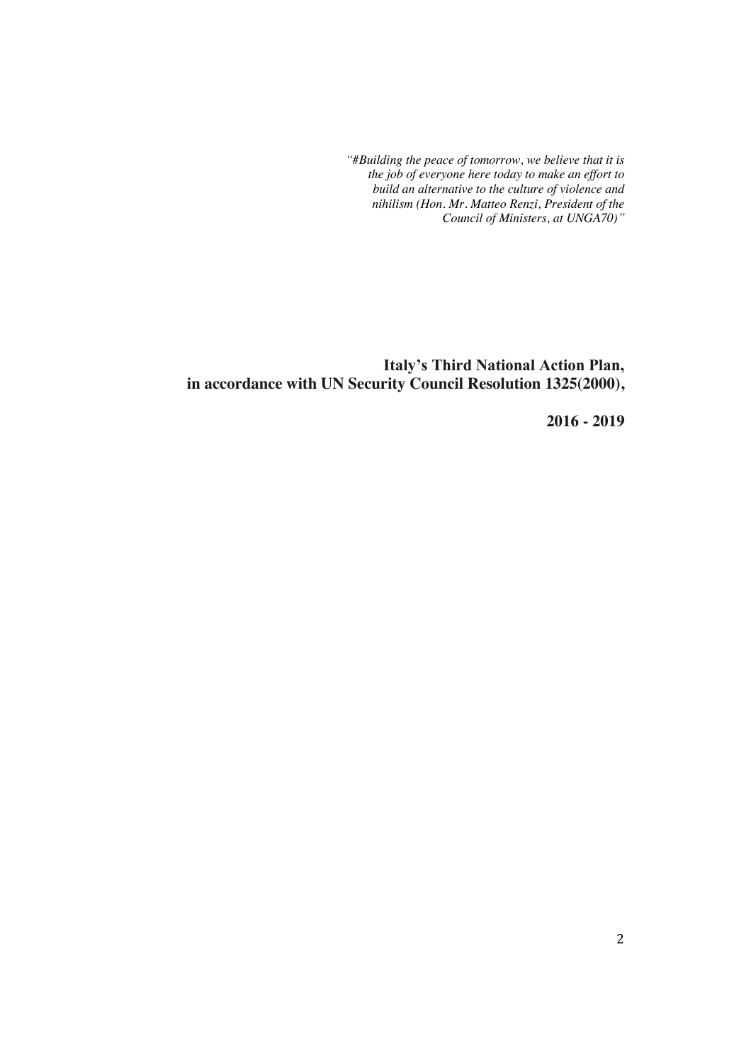*"#Building the peace of tomorrow, we believe that it is the job of everyone here today to make an effort to build an alternative to the culture of violence and nihilism (Hon. Mr. Matteo Renzi, President of the Council of Ministers, at UNGA70)"*

# Italy's Third National Action Plan, in accordance with UN Security Council Resolution 1325(2000),

# 2016 - 2019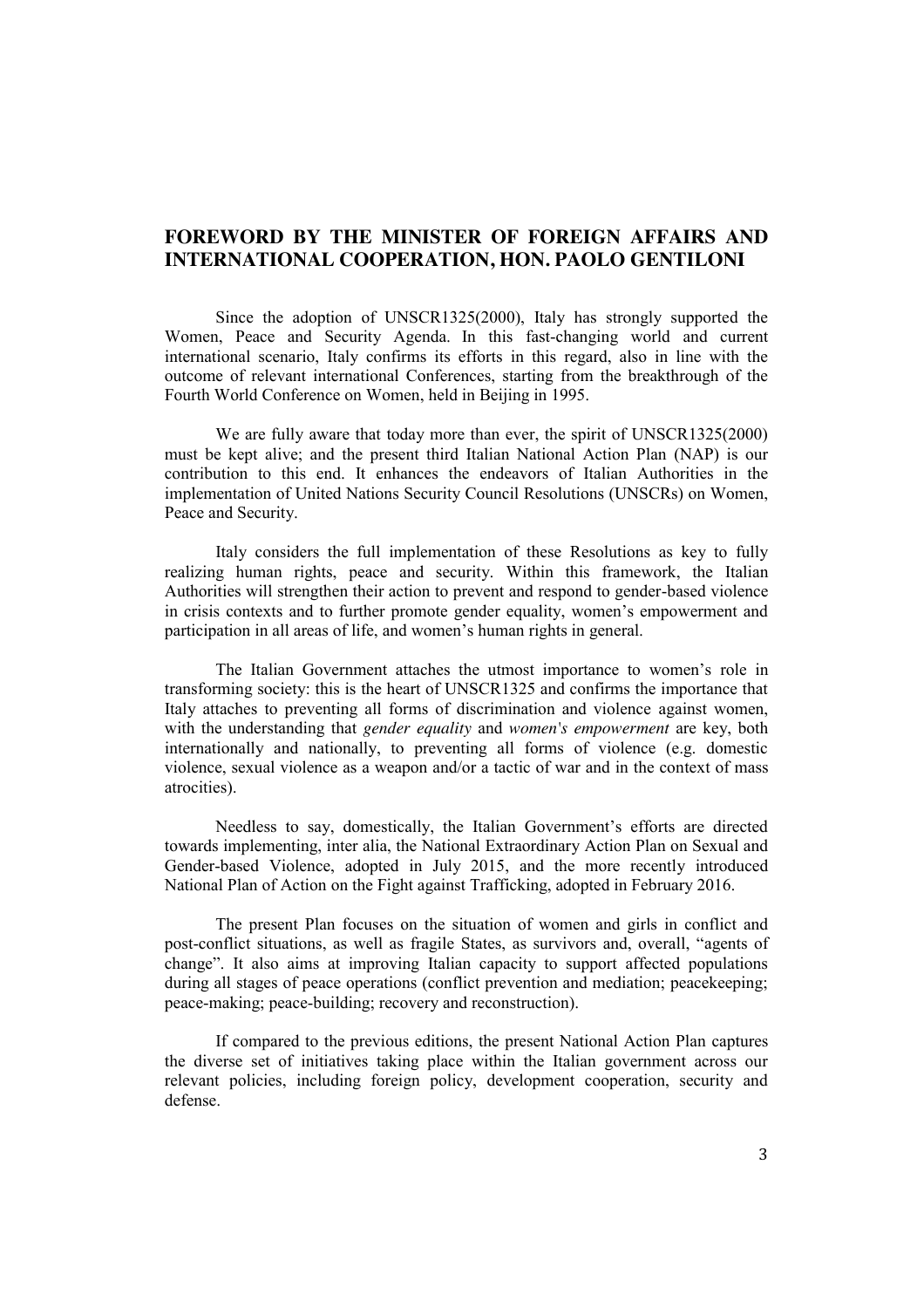## FOREWORD BY THE MINISTER OF FOREIGN AFFAIRS AND INTERNATIONAL COOPERATION, HON. PAOLO GENTILONI

Since the adoption of UNSCR1325(2000), Italy has strongly supported the Women, Peace and Security Agenda. In this fast-changing world and current international scenario, Italy confirms its efforts in this regard, also in line with the outcome of relevant international Conferences, starting from the breakthrough of the Fourth World Conference on Women, held in Beijing in 1995.

We are fully aware that today more than ever, the spirit of UNSCR1325(2000) must be kept alive; and the present third Italian National Action Plan (NAP) is our contribution to this end. It enhances the endeavors of Italian Authorities in the implementation of United Nations Security Council Resolutions (UNSCRs) on Women, Peace and Security.

Italy considers the full implementation of these Resolutions as key to fully realizing human rights, peace and security. Within this framework, the Italian Authorities will strengthen their action to prevent and respond to gender-based violence in crisis contexts and to further promote gender equality, women's empowerment and participation in all areas of life, and women's human rights in general.

The Italian Government attaches the utmost importance to women's role in transforming society: this is the heart of UNSCR1325 and confirms the importance that Italy attaches to preventing all forms of discrimination and violence against women, with the understanding that *gender equality* and *women's empowerment* are key, both internationally and nationally, to preventing all forms of violence (e.g. domestic violence, sexual violence as a weapon and/or a tactic of war and in the context of mass atrocities).

Needless to say, domestically, the Italian Government's efforts are directed towards implementing, inter alia, the National Extraordinary Action Plan on Sexual and Gender-based Violence, adopted in July 2015, and the more recently introduced National Plan of Action on the Fight against Trafficking, adopted in February 2016.

The present Plan focuses on the situation of women and girls in conflict and post-conflict situations, as well as fragile States, as survivors and, overall, "agents of change". It also aims at improving Italian capacity to support affected populations during all stages of peace operations (conflict prevention and mediation; peacekeeping; peace-making; peace-building; recovery and reconstruction).

If compared to the previous editions, the present National Action Plan captures the diverse set of initiatives taking place within the Italian government across our relevant policies, including foreign policy, development cooperation, security and defense.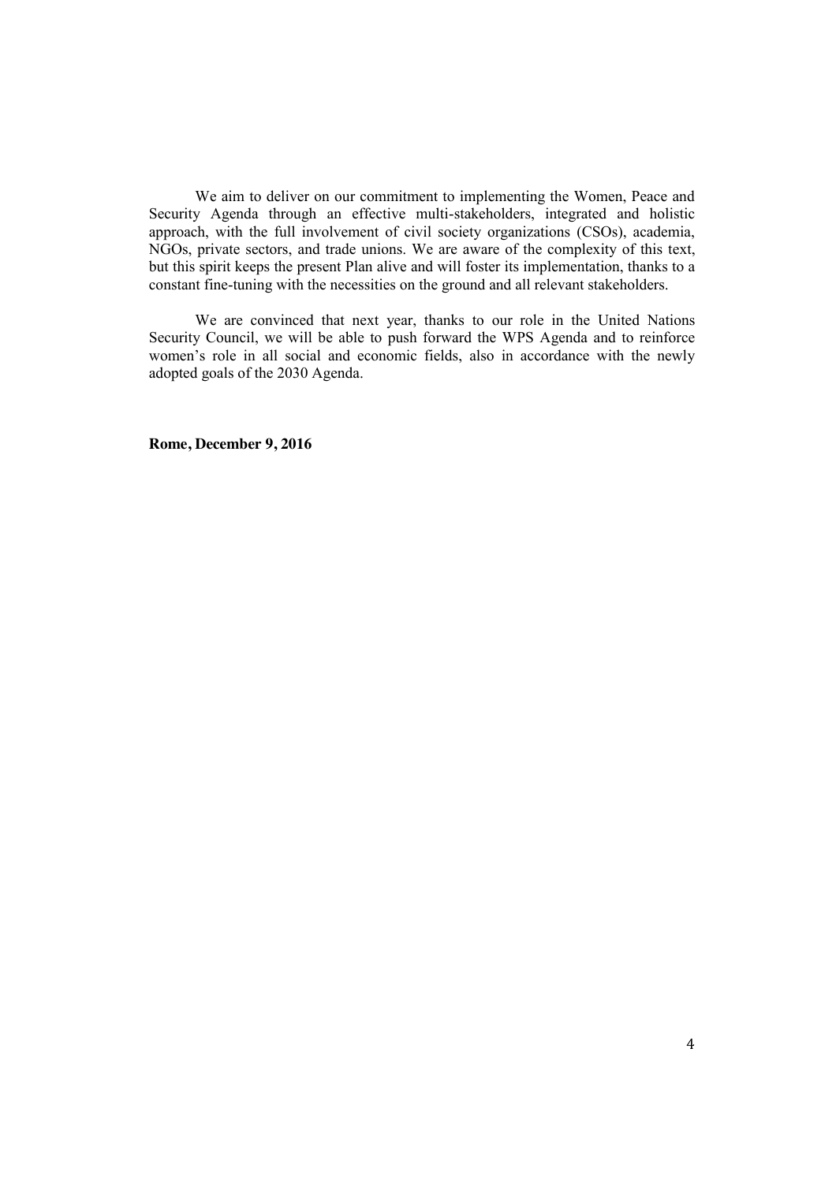We aim to deliver on our commitment to implementing the Women, Peace and Security Agenda through an effective multi-stakeholders, integrated and holistic approach, with the full involvement of civil society organizations (CSOs), academia, NGOs, private sectors, and trade unions. We are aware of the complexity of this text, but this spirit keeps the present Plan alive and will foster its implementation, thanks to a constant fine-tuning with the necessities on the ground and all relevant stakeholders.

We are convinced that next year, thanks to our role in the United Nations Security Council, we will be able to push forward the WPS Agenda and to reinforce women's role in all social and economic fields, also in accordance with the newly adopted goals of the 2030 Agenda.

**Rome, December 9, 2016**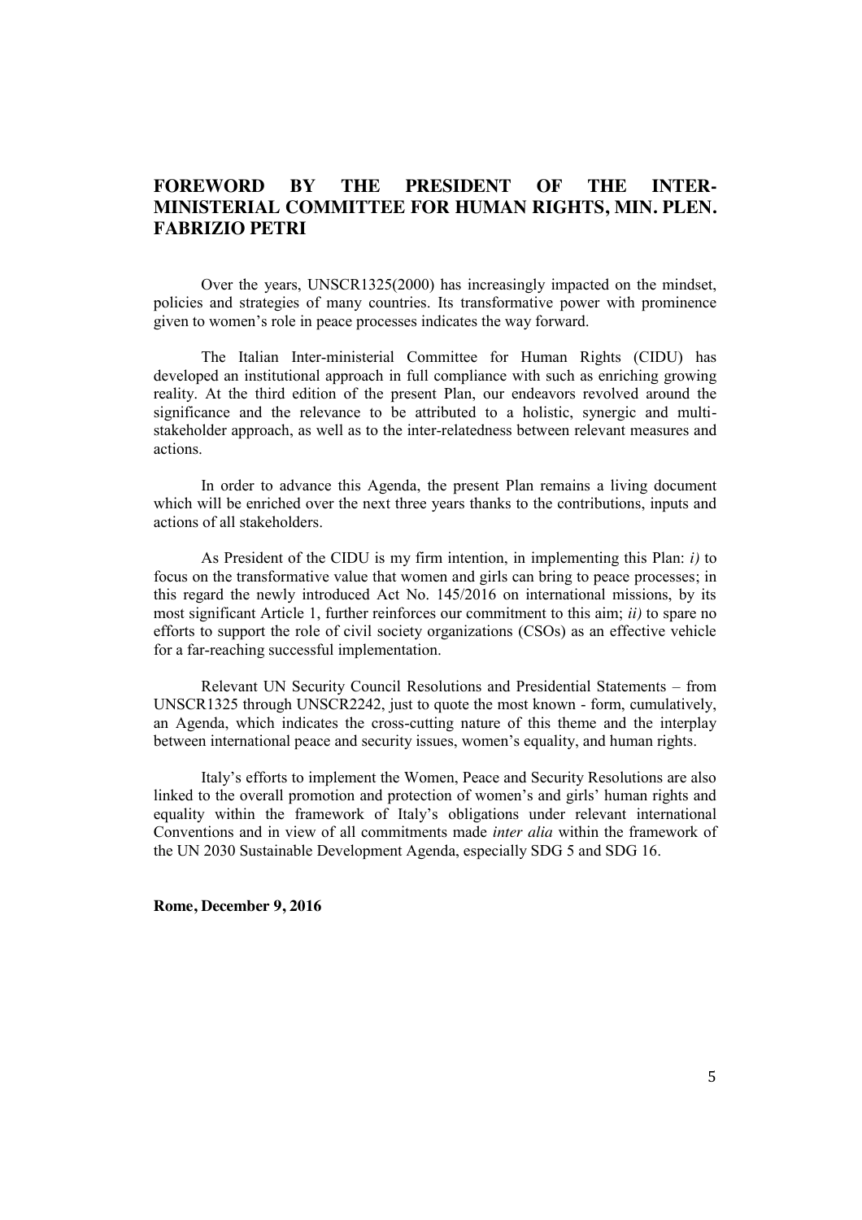## FOREWORD BY THE PRESIDENT OF THE INTER-MINISTERIAL COMMITTEE FOR HUMAN RIGHTS, MIN. PLEN. FABRIZIO PETRI

Over the years, UNSCR1325(2000) has increasingly impacted on the mindset, policies and strategies of many countries. Its transformative power with prominence given to women's role in peace processes indicates the way forward.

The Italian Inter-ministerial Committee for Human Rights (CIDU) has developed an institutional approach in full compliance with such as enriching growing reality. At the third edition of the present Plan, our endeavors revolved around the significance and the relevance to be attributed to a holistic, synergic and multi-stakeholder approach, as well as to the inter-relatedness between relevant measures and actions.

In order to advance this Agenda, the present Plan remains a living document which will be enriched over the next three years thanks to the contributions, inputs and actions of all stakeholders.

As President of the CIDU is my firm intention, in implementing this Plan: *i)* to focus on the transformative value that women and girls can bring to peace processes; in this regard the newly introduced Act No. 145/2016 on international missions, by its most significant Article 1, further reinforces our commitment to this aim; *ii)* to spare no efforts to support the role of civil society organizations (CSOs) as an effective vehicle for a far-reaching successful implementation.

Relevant UN Security Council Resolutions and Presidential Statements – from UNSCR1325 through UNSCR2242, just to quote the most known - form, cumulatively, an Agenda, which indicates the cross-cutting nature of this theme and the interplay between international peace and security issues, women's equality, and human rights.

Italy's efforts to implement the Women, Peace and Security Resolutions are also linked to the overall promotion and protection of women's and girls' human rights and equality within the framework of Italy's obligations under relevant international Conventions and in view of all commitments made *inter alia* within the framework of the UN 2030 Sustainable Development Agenda, especially SDG 5 and SDG 16.

**Rome, December 9, 2016**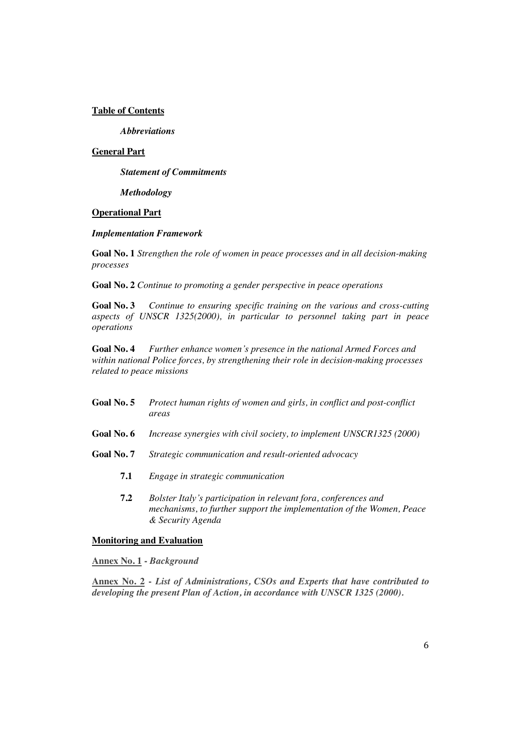**Table of Contents**

***Abbreviations***

**General Part**

***Statement of Commitments***

***Methodology***

**Operational Part**

***Implementation Framework***

**Goal No. 1** *Strengthen the role of women in peace processes and in all decision-making processes*

**Goal No. 2** *Continue to promoting a gender perspective in peace operations*

**Goal No. 3** *Continue to ensuring specific training on the various and cross-cutting aspects of UNSCR 1325(2000), in particular to personnel taking part in peace operations*

**Goal No. 4** *Further enhance women's presence in the national Armed Forces and within national Police forces, by strengthening their role in decision-making processes related to peace missions*

**Goal No. 5** *Protect human rights of women and girls, in conflict and post-conflict areas*

**Goal No. 6** *Increase synergies with civil society, to implement UNSCR1325 (2000)*

**Goal No. 7** *Strategic communication and result-oriented advocacy*

**7.1** *Engage in strategic communication*

**7.2** *Bolster Italy's participation in relevant fora, conferences and mechanisms, to further support the implementation of the Women, Peace & Security Agenda*

**Monitoring and Evaluation**

**Annex No. 1** - ***Background***

**Annex No. 2** - ***List of Administrations, CSOs and Experts that have contributed to developing the present Plan of Action, in accordance with UNSCR 1325 (2000).***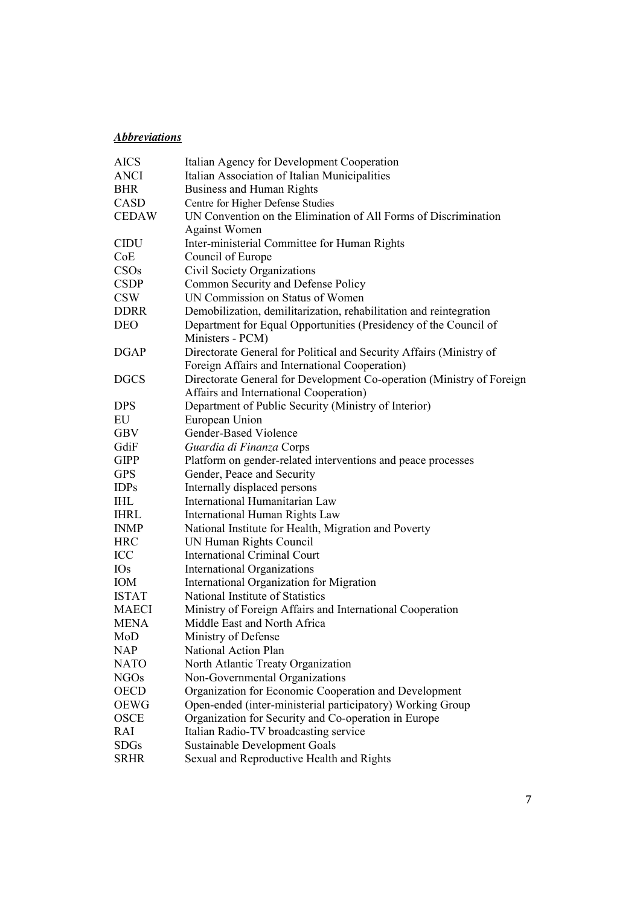***Abbreviations***

| | |
|---|---|
| AICS | Italian Agency for Development Cooperation |
| ANCI | Italian Association of Italian Municipalities |
| BHR | Business and Human Rights |
| CASD | Centre for Higher Defense Studies |
| CEDAW | UN Convention on the Elimination of All Forms of Discrimination Against Women |
| CIDU | Inter-ministerial Committee for Human Rights |
| CoE | Council of Europe |
| CSOs | Civil Society Organizations |
| CSDP | Common Security and Defense Policy |
| CSW | UN Commission on Status of Women |
| DDRR | Demobilization, demilitarization, rehabilitation and reintegration |
| DEO | Department for Equal Opportunities (Presidency of the Council of Ministers - PCM) |
| DGAP | Directorate General for Political and Security Affairs (Ministry of Foreign Affairs and International Cooperation) |
| DGCS | Directorate General for Development Co-operation (Ministry of Foreign Affairs and International Cooperation) |
| DPS | Department of Public Security (Ministry of Interior) |
| EU | European Union |
| GBV | Gender-Based Violence |
| GdiF | *Guardia di Finanza* Corps |
| GIPP | Platform on gender-related interventions and peace processes |
| GPS | Gender, Peace and Security |
| IDPs | Internally displaced persons |
| IHL | International Humanitarian Law |
| IHRL | International Human Rights Law |
| INMP | National Institute for Health, Migration and Poverty |
| HRC | UN Human Rights Council |
| ICC | International Criminal Court |
| IOs | International Organizations |
| IOM | International Organization for Migration |
| ISTAT | National Institute of Statistics |
| MAECI | Ministry of Foreign Affairs and International Cooperation |
| MENA | Middle East and North Africa |
| MoD | Ministry of Defense |
| NAP | National Action Plan |
| NATO | North Atlantic Treaty Organization |
| NGOs | Non-Governmental Organizations |
| OECD | Organization for Economic Cooperation and Development |
| OEWG | Open-ended (inter-ministerial participatory) Working Group |
| OSCE | Organization for Security and Co-operation in Europe |
| RAI | Italian Radio-TV broadcasting service |
| SDGs | Sustainable Development Goals |
| SRHR | Sexual and Reproductive Health and Rights |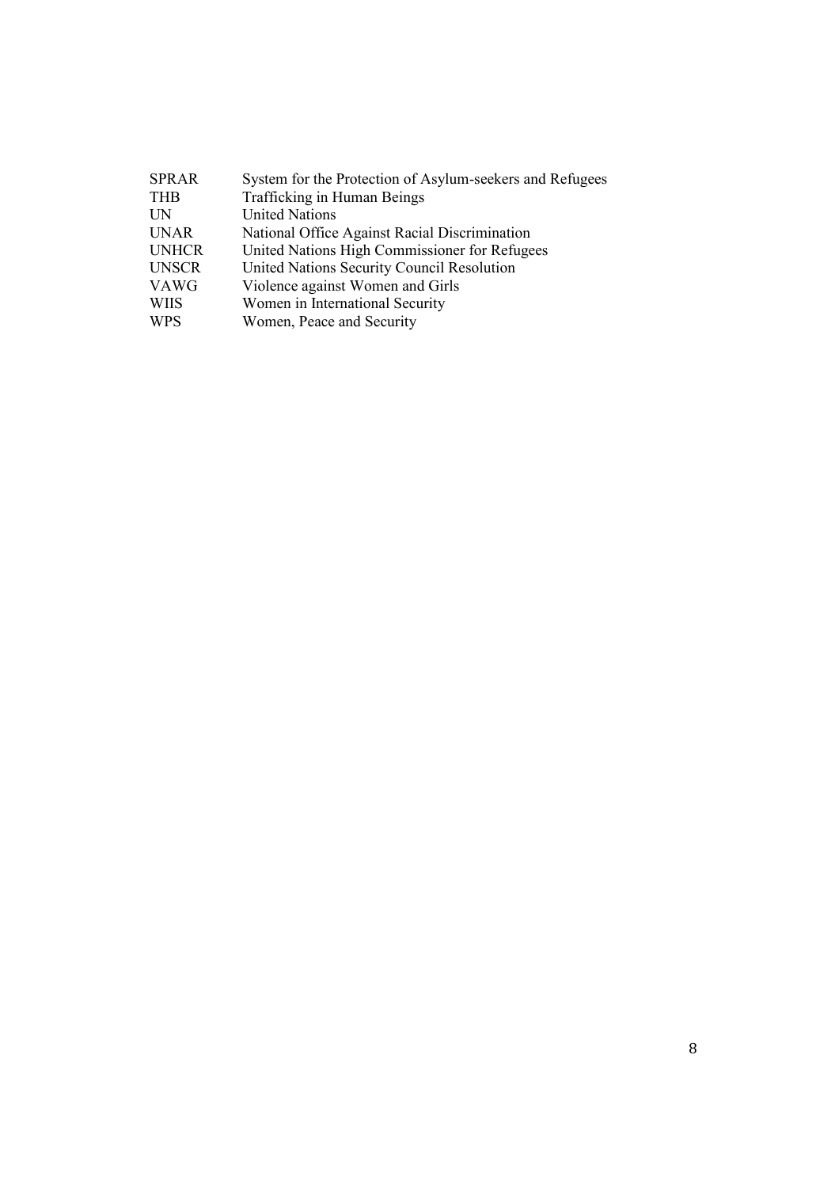| | |
|---|---|
| SPRAR | System for the Protection of Asylum-seekers and Refugees |
| THB | Trafficking in Human Beings |
| UN | United Nations |
| UNAR | National Office Against Racial Discrimination |
| UNHCR | United Nations High Commissioner for Refugees |
| UNSCR | United Nations Security Council Resolution |
| VAWG | Violence against Women and Girls |
| WIIS | Women in International Security |
| WPS | Women, Peace and Security |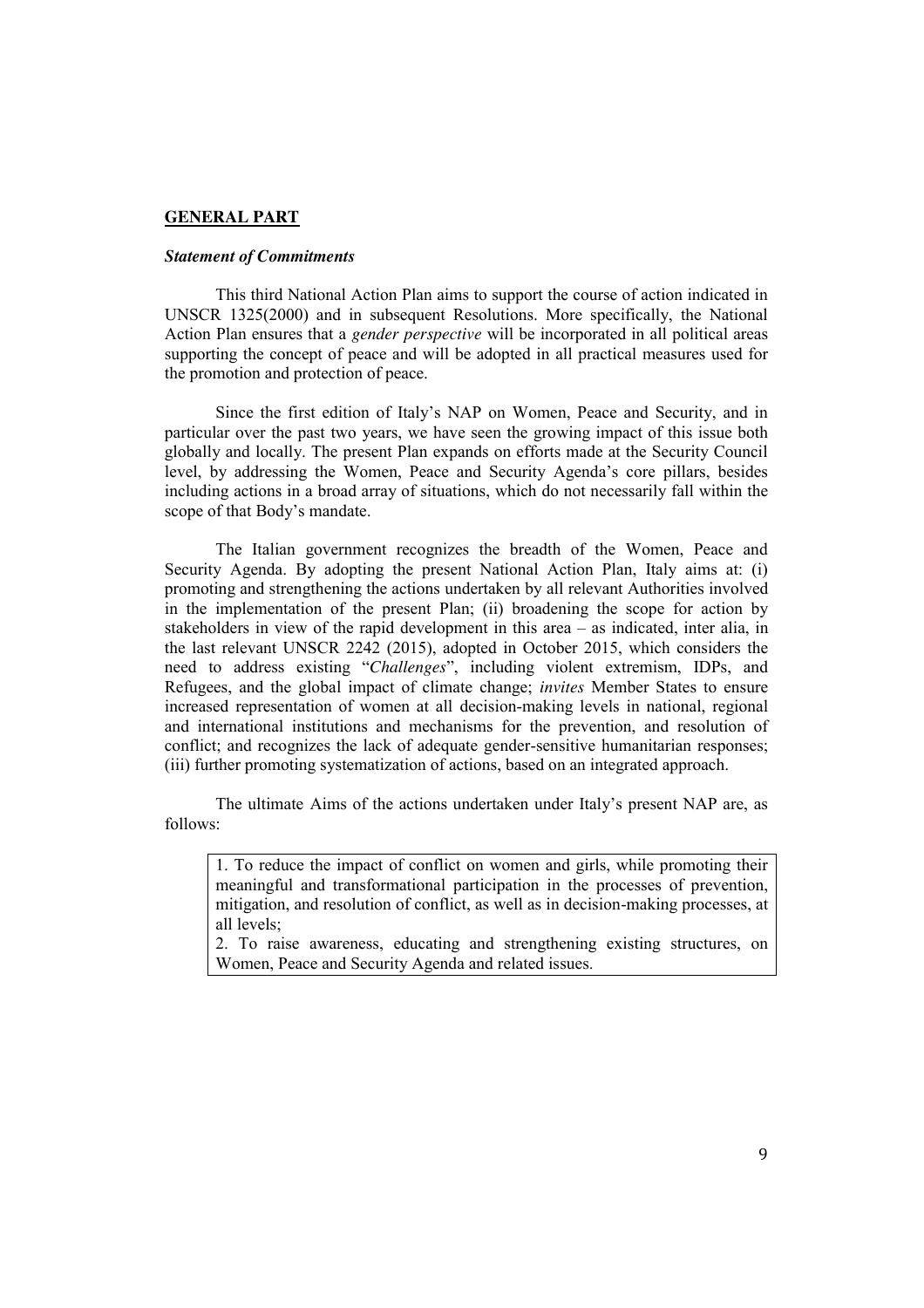## GENERAL PART

### *Statement of Commitments*

This third National Action Plan aims to support the course of action indicated in UNSCR 1325(2000) and in subsequent Resolutions. More specifically, the National Action Plan ensures that a *gender perspective* will be incorporated in all political areas supporting the concept of peace and will be adopted in all practical measures used for the promotion and protection of peace.

Since the first edition of Italy's NAP on Women, Peace and Security, and in particular over the past two years, we have seen the growing impact of this issue both globally and locally. The present Plan expands on efforts made at the Security Council level, by addressing the Women, Peace and Security Agenda's core pillars, besides including actions in a broad array of situations, which do not necessarily fall within the scope of that Body's mandate.

The Italian government recognizes the breadth of the Women, Peace and Security Agenda. By adopting the present National Action Plan, Italy aims at: (i) promoting and strengthening the actions undertaken by all relevant Authorities involved in the implementation of the present Plan; (ii) broadening the scope for action by stakeholders in view of the rapid development in this area – as indicated, inter alia, in the last relevant UNSCR 2242 (2015), adopted in October 2015, which considers the need to address existing "*Challenges*", including violent extremism, IDPs, and Refugees, and the global impact of climate change; *invites* Member States to ensure increased representation of women at all decision-making levels in national, regional and international institutions and mechanisms for the prevention, and resolution of conflict; and recognizes the lack of adequate gender-sensitive humanitarian responses; (iii) further promoting systematization of actions, based on an integrated approach.

The ultimate Aims of the actions undertaken under Italy's present NAP are, as follows:

1. To reduce the impact of conflict on women and girls, while promoting their meaningful and transformational participation in the processes of prevention, mitigation, and resolution of conflict, as well as in decision-making processes, at all levels;
2. To raise awareness, educating and strengthening existing structures, on Women, Peace and Security Agenda and related issues.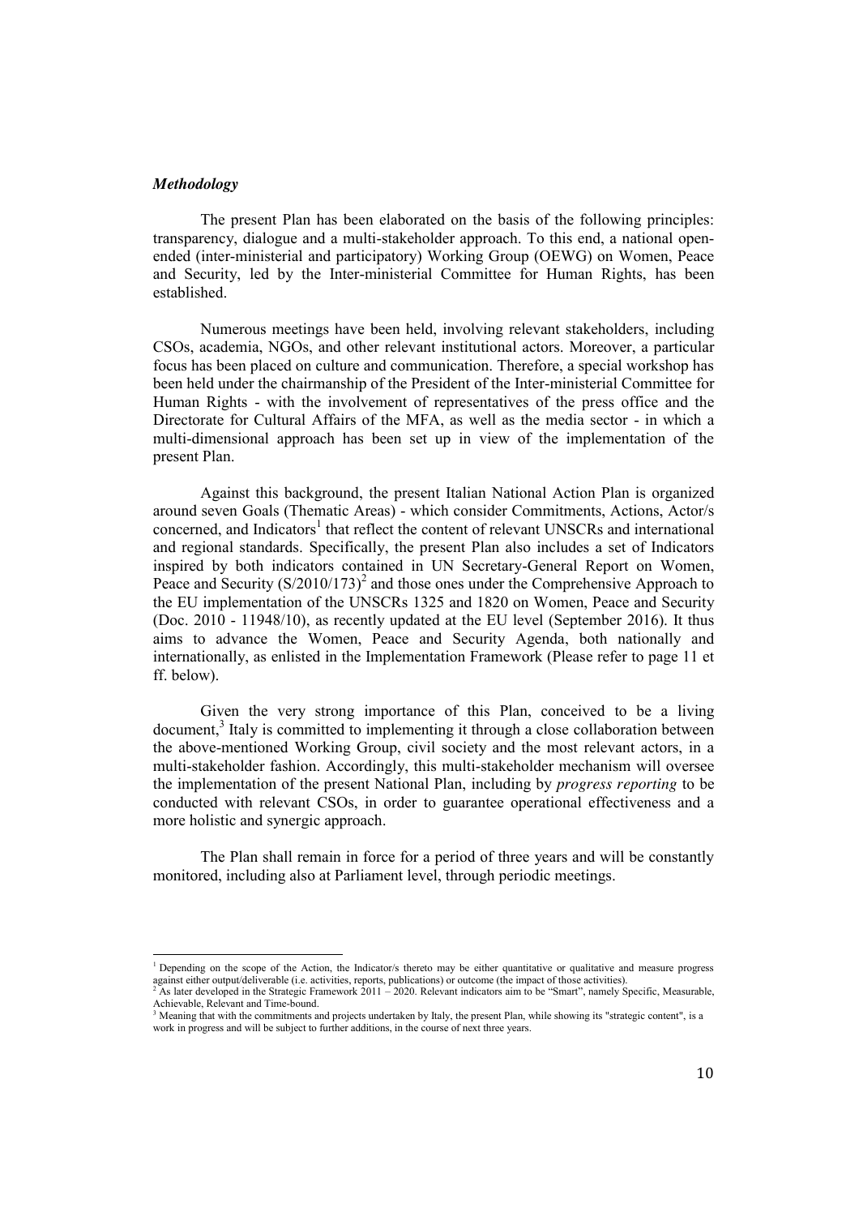### *Methodology*

The present Plan has been elaborated on the basis of the following principles: transparency, dialogue and a multi-stakeholder approach. To this end, a national open-ended (inter-ministerial and participatory) Working Group (OEWG) on Women, Peace and Security, led by the Inter-ministerial Committee for Human Rights, has been established.

Numerous meetings have been held, involving relevant stakeholders, including CSOs, academia, NGOs, and other relevant institutional actors. Moreover, a particular focus has been placed on culture and communication. Therefore, a special workshop has been held under the chairmanship of the President of the Inter-ministerial Committee for Human Rights - with the involvement of representatives of the press office and the Directorate for Cultural Affairs of the MFA, as well as the media sector - in which a multi-dimensional approach has been set up in view of the implementation of the present Plan.

Against this background, the present Italian National Action Plan is organized around seven Goals (Thematic Areas) - which consider Commitments, Actions, Actor/s concerned, and Indicators[1] that reflect the content of relevant UNSCRs and international and regional standards. Specifically, the present Plan also includes a set of Indicators inspired by both indicators contained in UN Secretary-General Report on Women, Peace and Security (S/2010/173)[2] and those ones under the Comprehensive Approach to the EU implementation of the UNSCRs 1325 and 1820 on Women, Peace and Security (Doc. 2010 - 11948/10), as recently updated at the EU level (September 2016). It thus aims to advance the Women, Peace and Security Agenda, both nationally and internationally, as enlisted in the Implementation Framework (Please refer to page 11 et ff. below).

Given the very strong importance of this Plan, conceived to be a living document,[3] Italy is committed to implementing it through a close collaboration between the above-mentioned Working Group, civil society and the most relevant actors, in a multi-stakeholder fashion. Accordingly, this multi-stakeholder mechanism will oversee the implementation of the present National Plan, including by *progress reporting* to be conducted with relevant CSOs, in order to guarantee operational effectiveness and a more holistic and synergic approach.

The Plan shall remain in force for a period of three years and will be constantly monitored, including also at Parliament level, through periodic meetings.

---

[1] Depending on the scope of the Action, the Indicator/s thereto may be either quantitative or qualitative and measure progress against either output/deliverable (i.e. activities, reports, publications) or outcome (the impact of those activities).

[2] As later developed in the Strategic Framework 2011 – 2020. Relevant indicators aim to be "Smart", namely Specific, Measurable, Achievable, Relevant and Time-bound.

[3] Meaning that with the commitments and projects undertaken by Italy, the present Plan, while showing its "strategic content", is a work in progress and will be subject to further additions, in the course of next three years.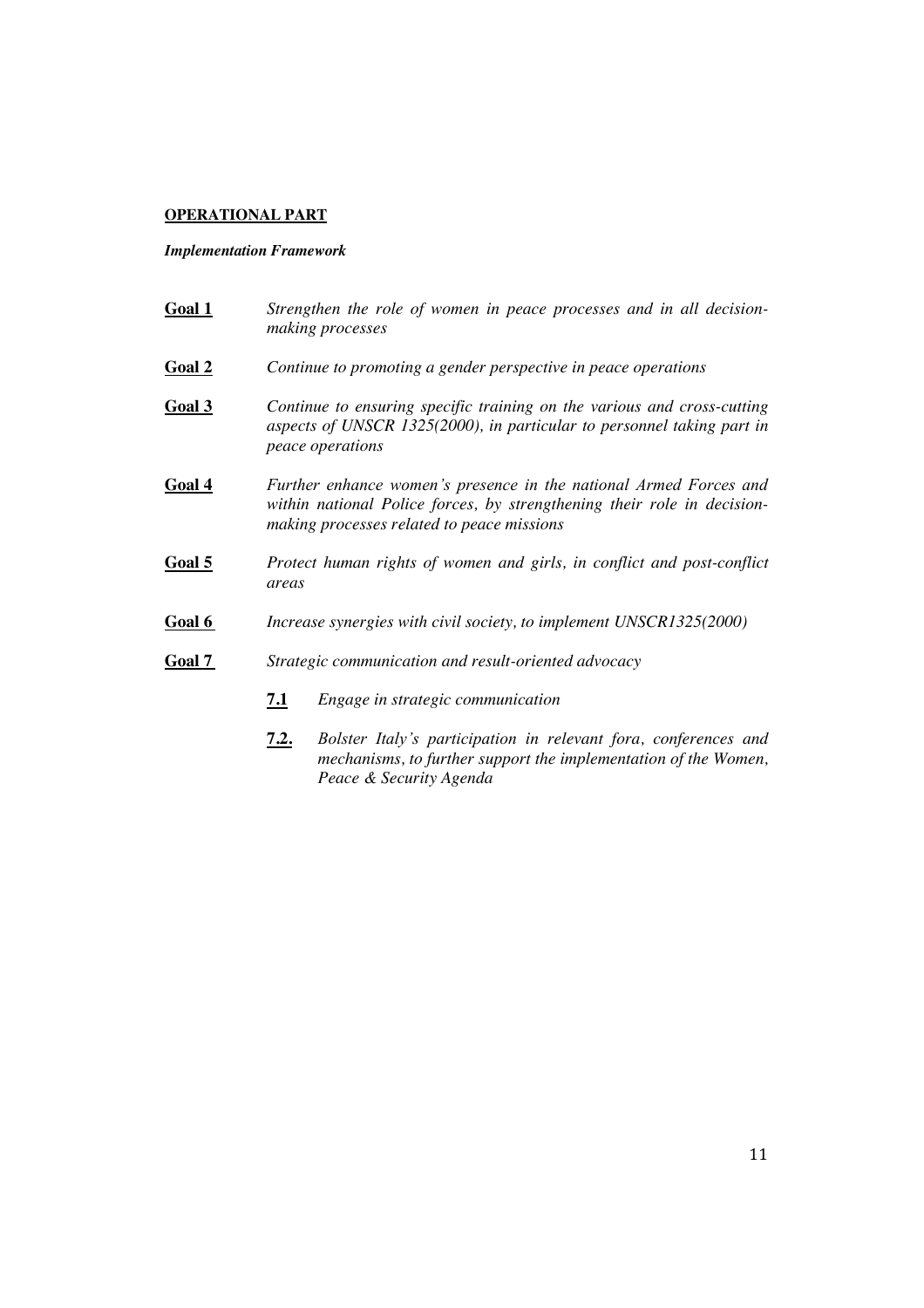**OPERATIONAL PART**

***Implementation Framework***

**Goal 1** *Strengthen the role of women in peace processes and in all decision-making processes*

**Goal 2** *Continue to promoting a gender perspective in peace operations*

**Goal 3** *Continue to ensuring specific training on the various and cross-cutting aspects of UNSCR 1325(2000), in particular to personnel taking part in peace operations*

**Goal 4** *Further enhance women's presence in the national Armed Forces and within national Police forces, by strengthening their role in decision-making processes related to peace missions*

**Goal 5** *Protect human rights of women and girls, in conflict and post-conflict areas*

**Goal 6** *Increase synergies with civil society, to implement UNSCR1325(2000)*

**Goal 7** *Strategic communication and result-oriented advocacy*

- **7.1** *Engage in strategic communication*
- **7.2.** *Bolster Italy's participation in relevant fora, conferences and mechanisms, to further support the implementation of the Women, Peace & Security Agenda*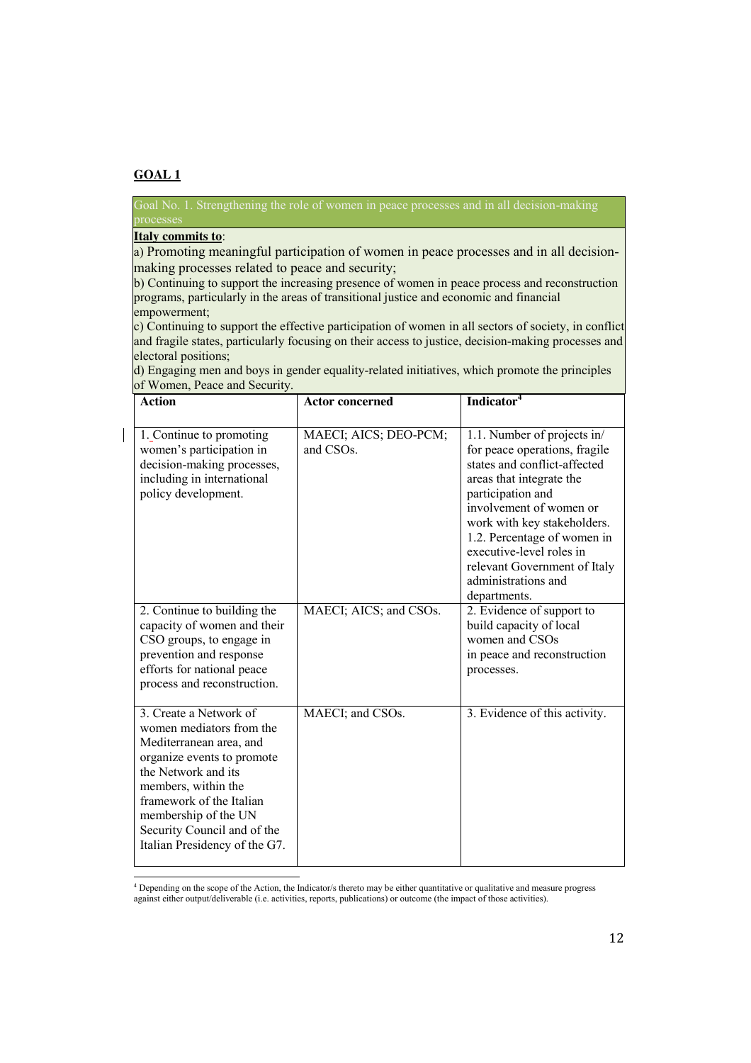**GOAL 1**

Goal No. 1. Strengthening the role of women in peace processes and in all decision-making processes

**Italy commits to**:

a) Promoting meaningful participation of women in peace processes and in all decision-making processes related to peace and security;

b) Continuing to support the increasing presence of women in peace process and reconstruction programs, particularly in the areas of transitional justice and economic and financial empowerment;

c) Continuing to support the effective participation of women in all sectors of society, in conflict and fragile states, particularly focusing on their access to justice, decision-making processes and electoral positions;

d) Engaging men and boys in gender equality-related initiatives, which promote the principles of Women, Peace and Security.

| Action | Actor concerned | Indicator[4] |
|---|---|---|
| 1. Continue to promoting women's participation in decision-making processes, including in international policy development. | MAECI; AICS; DEO-PCM; and CSOs. | 1.1. Number of projects in/ for peace operations, fragile states and conflict-affected areas that integrate the participation and involvement of women or work with key stakeholders. 1.2. Percentage of women in executive-level roles in relevant Government of Italy administrations and departments. |
| 2. Continue to building the capacity of women and their CSO groups, to engage in prevention and response efforts for national peace process and reconstruction. | MAECI; AICS; and CSOs. | 2. Evidence of support to build capacity of local women and CSOs in peace and reconstruction processes. |
| 3. Create a Network of women mediators from the Mediterranean area, and organize events to promote the Network and its members, within the framework of the Italian membership of the UN Security Council and of the Italian Presidency of the G7. | MAECI; and CSOs. | 3. Evidence of this activity. |

[4] Depending on the scope of the Action, the Indicator/s thereto may be either quantitative or qualitative and measure progress against either output/deliverable (i.e. activities, reports, publications) or outcome (the impact of those activities).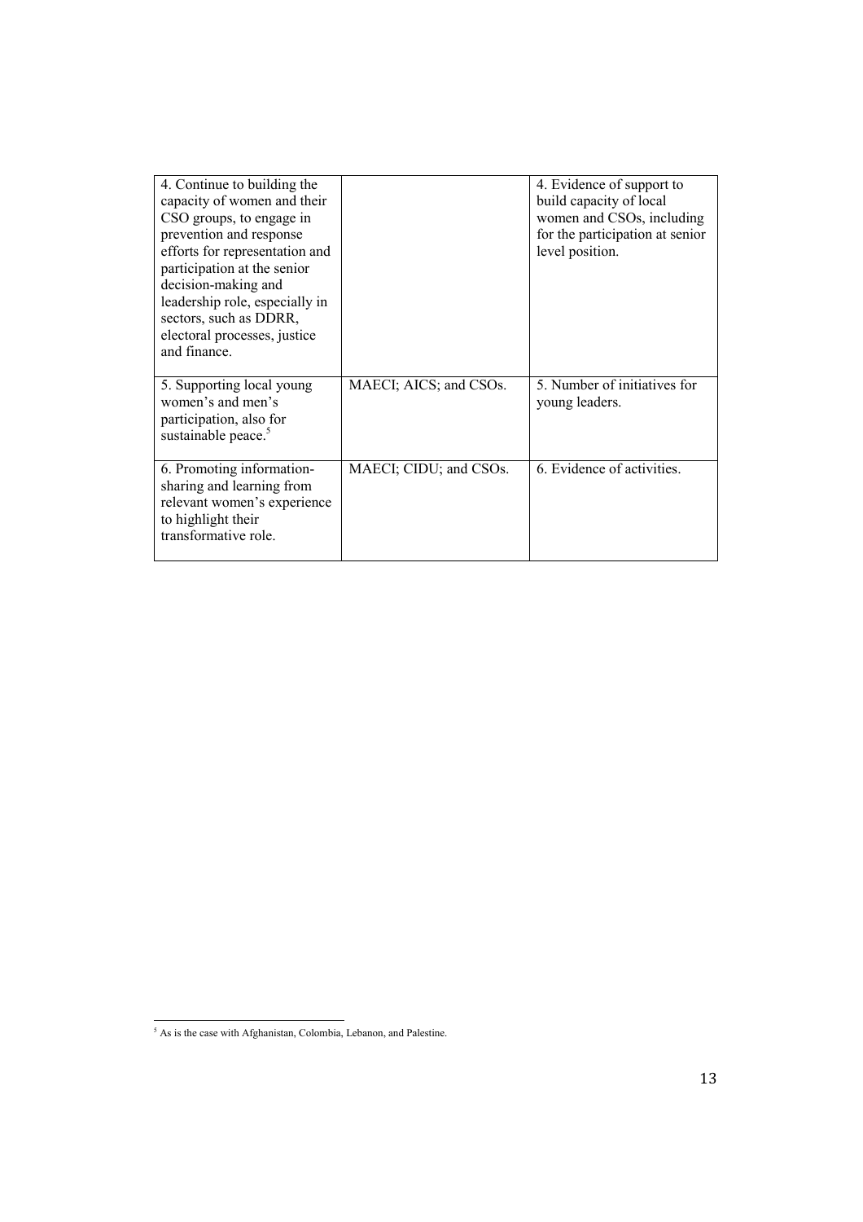| | | |
|---|---|---|
| 4. Continue to building the capacity of women and their CSO groups, to engage in prevention and response efforts for representation and participation at the senior decision-making and leadership role, especially in sectors, such as DDRR, electoral processes, justice and finance. | | 4. Evidence of support to build capacity of local women and CSOs, including for the participation at senior level position. |
| 5. Supporting local young women's and men's participation, also for sustainable peace.[5] | MAECI; AICS; and CSOs. | 5. Number of initiatives for young leaders. |
| 6. Promoting information-sharing and learning from relevant women's experience to highlight their transformative role. | MAECI; CIDU; and CSOs. | 6. Evidence of activities. |

[5] As is the case with Afghanistan, Colombia, Lebanon, and Palestine.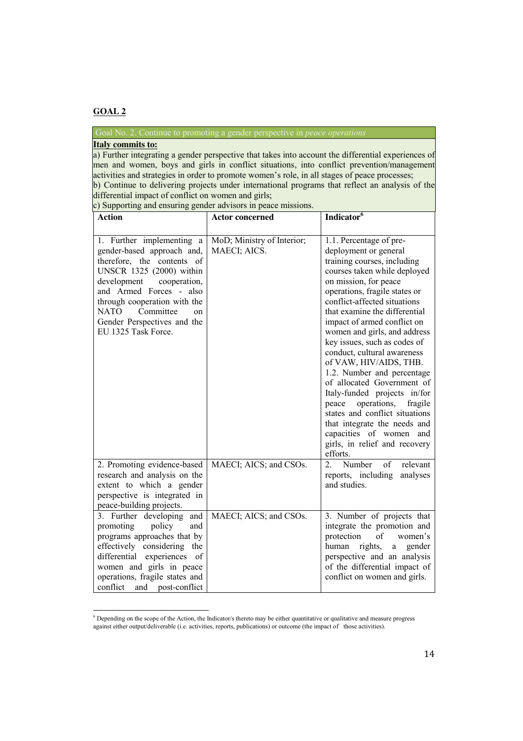## GOAL 2

| Goal No. 2. Continue to promoting a gender perspective in *peace operations* | | |
|---|---|---|
| **Italy commits to:**<br>a) Further integrating a gender perspective that takes into account the differential experiences of men and women, boys and girls in conflict situations, into conflict prevention/management activities and strategies in order to promote women's role, in all stages of peace processes;<br>b) Continue to delivering projects under international programs that reflect an analysis of the differential impact of conflict on women and girls;<br>c) Supporting and ensuring gender advisors in peace missions. | | |
| **Action** | **Actor concerned** | **Indicator**[6] |
| 1. Further implementing a gender-based approach and, therefore, the contents of UNSCR 1325 (2000) within development cooperation, and Armed Forces - also through cooperation with the NATO Committee on Gender Perspectives and the EU 1325 Task Force. | MoD; Ministry of Interior; MAECI; AICS. | 1.1. Percentage of pre-deployment or general training courses, including courses taken while deployed on mission, for peace operations, fragile states or conflict-affected situations that examine the differential impact of armed conflict on women and girls, and address key issues, such as codes of conduct, cultural awareness of VAW, HIV/AIDS, THB.<br>1.2. Number and percentage of allocated Government of Italy-funded projects in/for peace operations, fragile states and conflict situations that integrate the needs and capacities of women and girls, in relief and recovery efforts. |
| 2. Promoting evidence-based research and analysis on the extent to which a gender perspective is integrated in peace-building projects. | MAECI; AICS; and CSOs. | 2. Number of relevant reports, including analyses and studies. |
| 3. Further developing and promoting policy and programs approaches that by effectively considering the differential experiences of women and girls in peace operations, fragile states and conflict and post-conflict | MAECI; AICS; and CSOs. | 3. Number of projects that integrate the promotion and protection of women's human rights, a gender perspective and an analysis of the differential impact of conflict on women and girls. |

[6] Depending on the scope of the Action, the Indicator/s thereto may be either quantitative or qualitative and measure progress against either output/deliverable (i.e. activities, reports, publications) or outcome (the impact of those activities).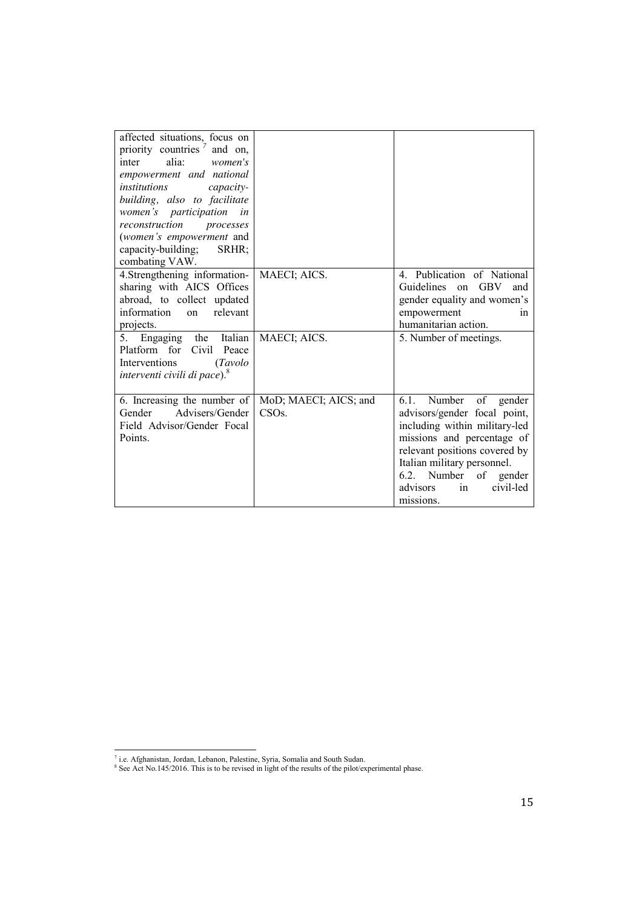| | | |
|---|---|---|
| affected situations, focus on priority countries [7] and on, inter alia: *women's empowerment and national institutions capacity-building, also to facilitate women's participation in reconstruction processes* (*women's empowerment* and capacity-building; SRHR; combating VAW. | | |
| 4.Strengthening information-sharing with AICS Offices abroad, to collect updated information on relevant projects. | MAECI; AICS. | 4. Publication of National Guidelines on GBV and gender equality and women's empowerment in humanitarian action. |
| 5. Engaging the Italian Platform for Civil Peace Interventions (*Tavolo interventi civili di pace*).[8] | MAECI; AICS. | 5. Number of meetings. |
| 6. Increasing the number of Gender Advisers/Gender Field Advisor/Gender Focal Points. | MoD; MAECI; AICS; and CSOs. | 6.1. Number of gender advisors/gender focal point, including within military-led missions and percentage of relevant positions covered by Italian military personnel.<br>6.2. Number of gender advisors in civil-led missions. |

[7] i.e. Afghanistan, Jordan, Lebanon, Palestine, Syria, Somalia and South Sudan.

[8] See Act No.145/2016. This is to be revised in light of the results of the pilot/experimental phase.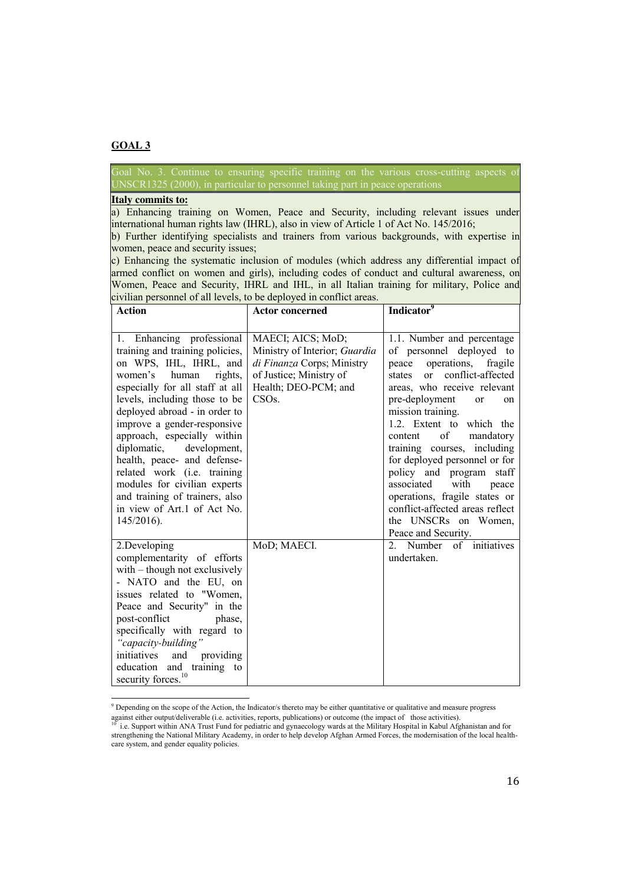## GOAL 3

Goal No. 3. Continue to ensuring specific training on the various cross-cutting aspects of UNSCR1325 (2000), in particular to personnel taking part in peace operations

**Italy commits to:**

a) Enhancing training on Women, Peace and Security, including relevant issues under international human rights law (IHRL), also in view of Article 1 of Act No. 145/2016;

b) Further identifying specialists and trainers from various backgrounds, with expertise in women, peace and security issues;

c) Enhancing the systematic inclusion of modules (which address any differential impact of armed conflict on women and girls), including codes of conduct and cultural awareness, on Women, Peace and Security, IHRL and IHL, in all Italian training for military, Police and civilian personnel of all levels, to be deployed in conflict areas.

| Action | Actor concerned | Indicator[9] |
|---|---|---|
| 1. Enhancing professional training and training policies, on WPS, IHL, IHRL, and women's human rights, especially for all staff at all levels, including those to be deployed abroad - in order to improve a gender-responsive approach, especially within diplomatic, development, health, peace- and defense-related work (i.e. training modules for civilian experts and training of trainers, also in view of Art.1 of Act No. 145/2016). | MAECI; AICS; MoD; Ministry of Interior; *Guardia di Finanza* Corps; Ministry of Justice; Ministry of Health; DEO-PCM; and CSOs. | 1.1. Number and percentage of personnel deployed to peace operations, fragile states or conflict-affected areas, who receive relevant pre-deployment or on mission training.<br>1.2. Extent to which the content of mandatory training courses, including for deployed personnel or for policy and program staff associated with peace operations, fragile states or conflict-affected areas reflect the UNSCRs on Women, Peace and Security. |
| 2.Developing complementarity of efforts with – though not exclusively - NATO and the EU, on issues related to "Women, Peace and Security" in the post-conflict phase, specifically with regard to *"capacity-building"* initiatives and providing education and training to security forces.[10] | MoD; MAECI. | 2. Number of initiatives undertaken. |

[9] Depending on the scope of the Action, the Indicator/s thereto may be either quantitative or qualitative and measure progress against either output/deliverable (i.e. activities, reports, publications) or outcome (the impact of those activities).

[10] i.e. Support within ANA Trust Fund for pediatric and gynaecology wards at the Military Hospital in Kabul Afghanistan and for strengthening the National Military Academy, in order to help develop Afghan Armed Forces, the modernisation of the local health-care system, and gender equality policies.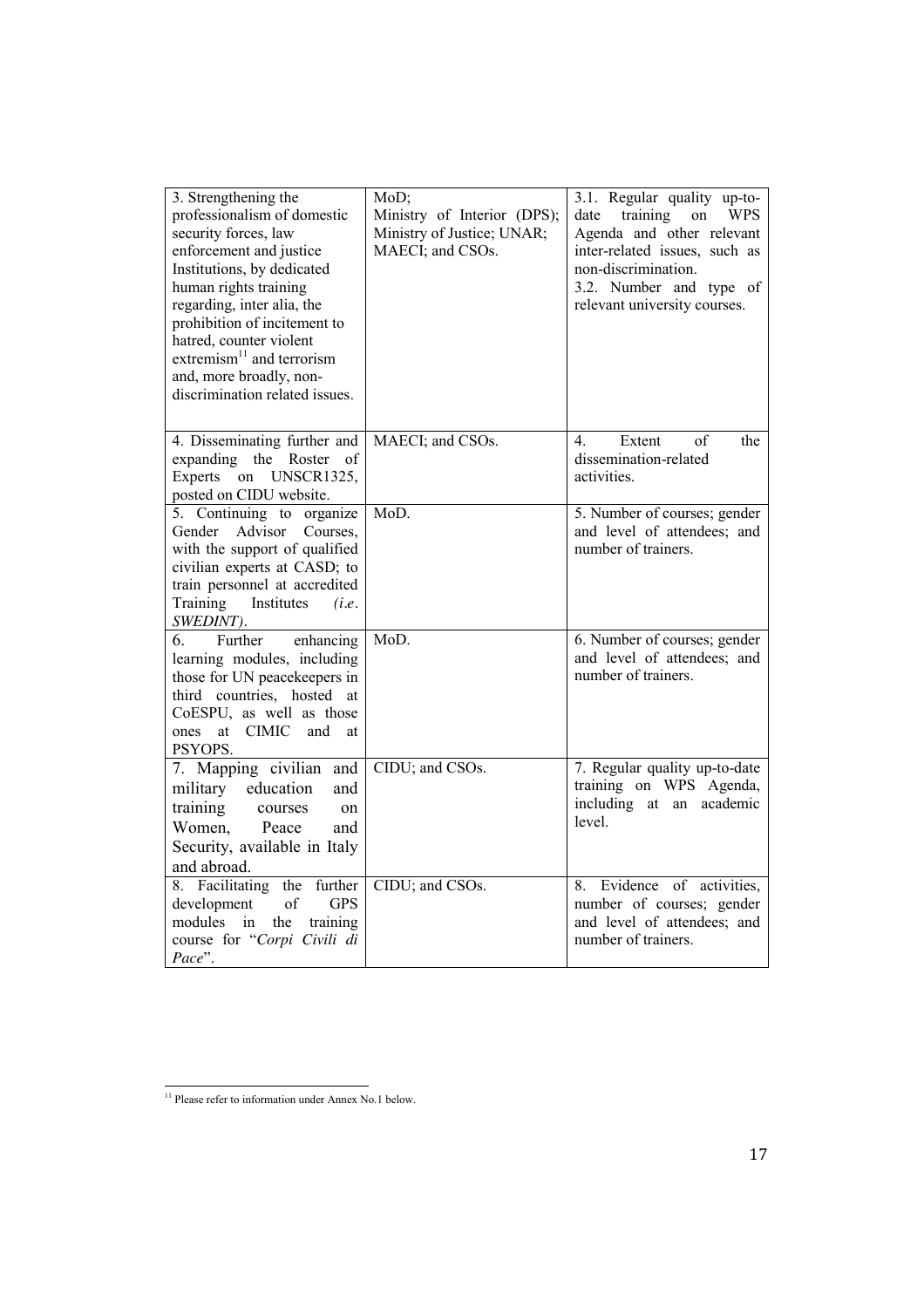| | | |
|---|---|---|
| 3. Strengthening the professionalism of domestic security forces, law enforcement and justice Institutions, by dedicated human rights training regarding, inter alia, the prohibition of incitement to hatred, counter violent extremism[11] and terrorism and, more broadly, non-discrimination related issues. | MoD; Ministry of Interior (DPS); Ministry of Justice; UNAR; MAECI; and CSOs. | 3.1. Regular quality up-to-date training on WPS Agenda and other relevant inter-related issues, such as non-discrimination. 3.2. Number and type of relevant university courses. |
| 4. Disseminating further and expanding the Roster of Experts on UNSCR1325, posted on CIDU website. | MAECI; and CSOs. | 4. Extent of the dissemination-related activities. |
| 5. Continuing to organize Gender Advisor Courses, with the support of qualified civilian experts at CASD; to train personnel at accredited Training Institutes (*i.e*. *SWEDINT)*. | MoD. | 5. Number of courses; gender and level of attendees; and number of trainers. |
| 6. Further enhancing learning modules, including those for UN peacekeepers in third countries, hosted at CoESPU, as well as those ones at CIMIC and at PSYOPS. | MoD. | 6. Number of courses; gender and level of attendees; and number of trainers. |
| 7. Mapping civilian and military education and training courses on Women, Peace and Security, available in Italy and abroad. | CIDU; and CSOs. | 7. Regular quality up-to-date training on WPS Agenda, including at an academic level. |
| 8. Facilitating the further development of GPS modules in the training course for "*Corpi Civili di Pace*". | CIDU; and CSOs. | 8. Evidence of activities, number of courses; gender and level of attendees; and number of trainers. |

[11] Please refer to information under Annex No.1 below.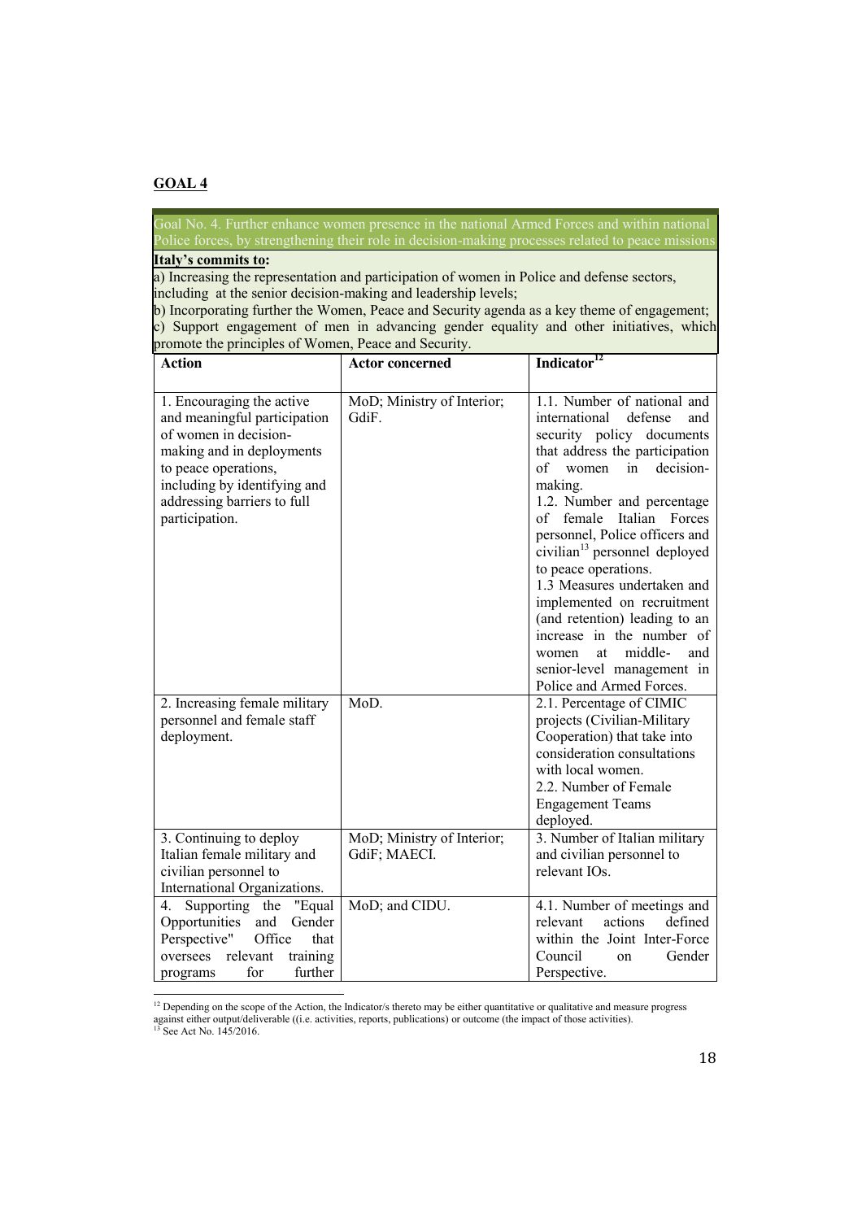## GOAL 4

Goal No. 4. Further enhance women presence in the national Armed Forces and within national Police forces, by strengthening their role in decision-making processes related to peace missions

**Italy's commits to:**

a) Increasing the representation and participation of women in Police and defense sectors, including at the senior decision-making and leadership levels;

b) Incorporating further the Women, Peace and Security agenda as a key theme of engagement;

c) Support engagement of men in advancing gender equality and other initiatives, which promote the principles of Women, Peace and Security.

| Action | Actor concerned | Indicator[12] |
|---|---|---|
| 1. Encouraging the active and meaningful participation of women in decision-making and in deployments to peace operations, including by identifying and addressing barriers to full participation. | MoD; Ministry of Interior; GdiF. | 1.1. Number of national and international defense and security policy documents that address the participation of women in decision-making.<br>1.2. Number and percentage of female Italian Forces personnel, Police officers and civilian[13] personnel deployed to peace operations.<br>1.3 Measures undertaken and implemented on recruitment (and retention) leading to an increase in the number of women at middle- and senior-level management in Police and Armed Forces. |
| 2. Increasing female military personnel and female staff deployment. | MoD. | 2.1. Percentage of CIMIC projects (Civilian-Military Cooperation) that take into consideration consultations with local women.<br>2.2. Number of Female Engagement Teams deployed. |
| 3. Continuing to deploy Italian female military and civilian personnel to International Organizations. | MoD; Ministry of Interior; GdiF; MAECI. | 3. Number of Italian military and civilian personnel to relevant IOs. |
| 4. Supporting the "Equal Opportunities and Gender Perspective" Office that oversees relevant training programs for further | MoD; and CIDU. | 4.1. Number of meetings and relevant actions defined within the Joint Inter-Force Council on Gender Perspective. |

[12] Depending on the scope of the Action, the Indicator/s thereto may be either quantitative or qualitative and measure progress against either output/deliverable ((i.e. activities, reports, publications) or outcome (the impact of those activities).

[13] See Act No. 145/2016.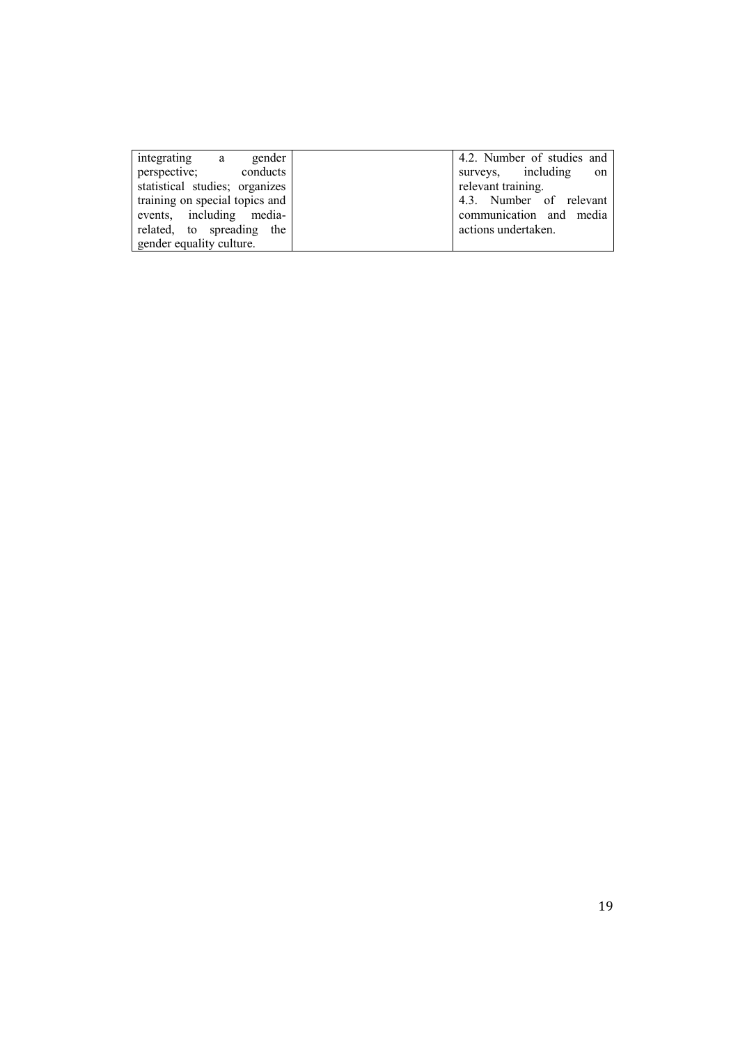| | | |
|---|---|---|
| integrating a gender perspective; conducts statistical studies; organizes training on special topics and events, including media-related, to spreading the gender equality culture. | | 4.2. Number of studies and surveys, including on relevant training.<br>4.3. Number of relevant communication and media actions undertaken. |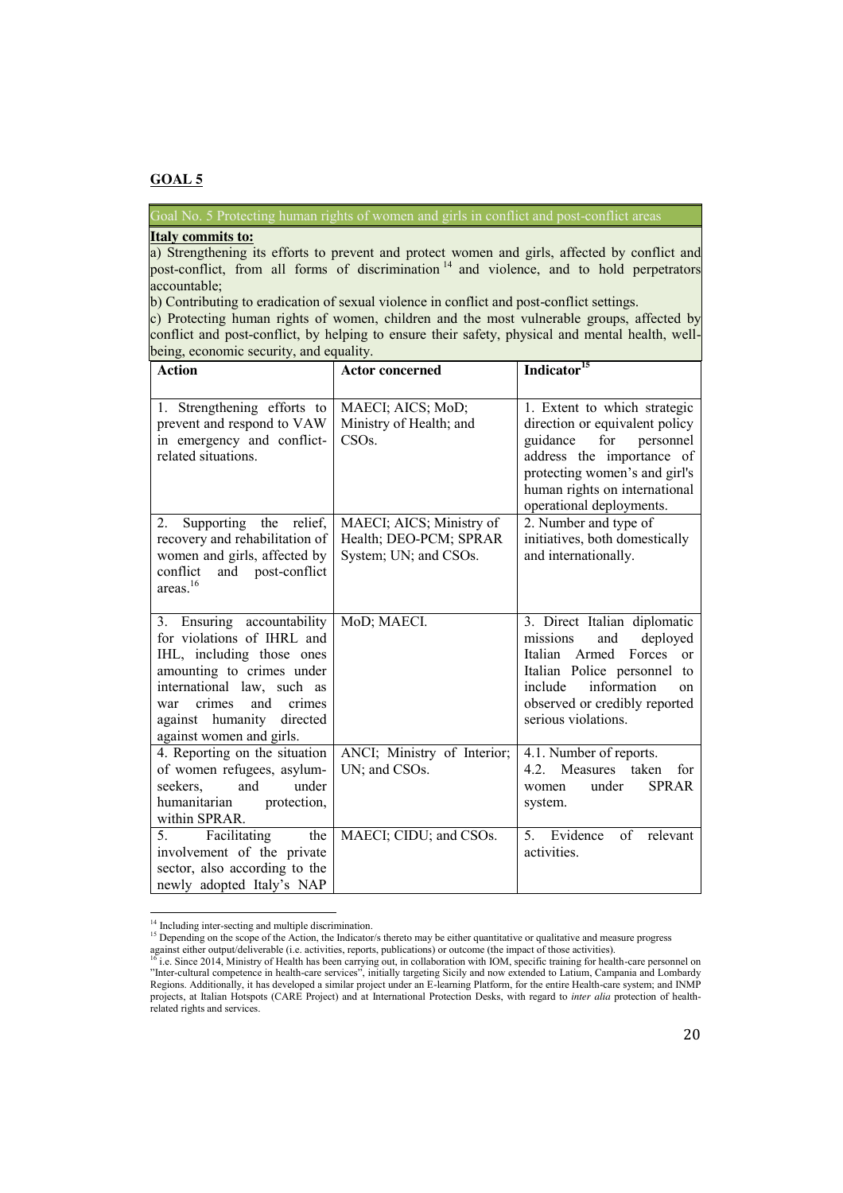## GOAL 5

**Goal No. 5 Protecting human rights of women and girls in conflict and post-conflict areas**

**Italy commits to:**

a) Strengthening its efforts to prevent and protect women and girls, affected by conflict and post-conflict, from all forms of discrimination[14] and violence, and to hold perpetrators accountable;

b) Contributing to eradication of sexual violence in conflict and post-conflict settings.

c) Protecting human rights of women, children and the most vulnerable groups, affected by conflict and post-conflict, by helping to ensure their safety, physical and mental health, well-being, economic security, and equality.

| Action | Actor concerned | Indicator[15] |
|---|---|---|
| 1. Strengthening efforts to prevent and respond to VAW in emergency and conflict-related situations. | MAECI; AICS; MoD; Ministry of Health; and CSOs. | 1. Extent to which strategic direction or equivalent policy guidance for personnel address the importance of protecting women's and girl's human rights on international operational deployments. |
| 2. Supporting the relief, recovery and rehabilitation of women and girls, affected by conflict and post-conflict areas.[16] | MAECI; AICS; Ministry of Health; DEO-PCM; SPRAR System; UN; and CSOs. | 2. Number and type of initiatives, both domestically and internationally. |
| 3. Ensuring accountability for violations of IHRL and IHL, including those ones amounting to crimes under international law, such as war crimes and crimes against humanity directed against women and girls. | MoD; MAECI. | 3. Direct Italian diplomatic missions and deployed Italian Armed Forces or Italian Police personnel to include information on observed or credibly reported serious violations. |
| 4. Reporting on the situation of women refugees, asylum-seekers, and under humanitarian protection, within SPRAR. | ANCI; Ministry of Interior; UN; and CSOs. | 4.1. Number of reports.<br>4.2. Measures taken for women under SPRAR system. |
| 5. Facilitating the involvement of the private sector, also according to the newly adopted Italy's NAP | MAECI; CIDU; and CSOs. | 5. Evidence of relevant activities. |

[14] Including inter-secting and multiple discrimination.

[15] Depending on the scope of the Action, the Indicator/s thereto may be either quantitative or qualitative and measure progress against either output/deliverable (i.e. activities, reports, publications) or outcome (the impact of those activities).

[16] i.e. Since 2014, Ministry of Health has been carrying out, in collaboration with IOM, specific training for health-care personnel on "Inter-cultural competence in health-care services", initially targeting Sicily and now extended to Latium, Campania and Lombardy Regions. Additionally, it has developed a similar project under an E-learning Platform, for the entire Health-care system; and INMP projects, at Italian Hotspots (CARE Project) and at International Protection Desks, with regard to *inter alia* protection of health-related rights and services.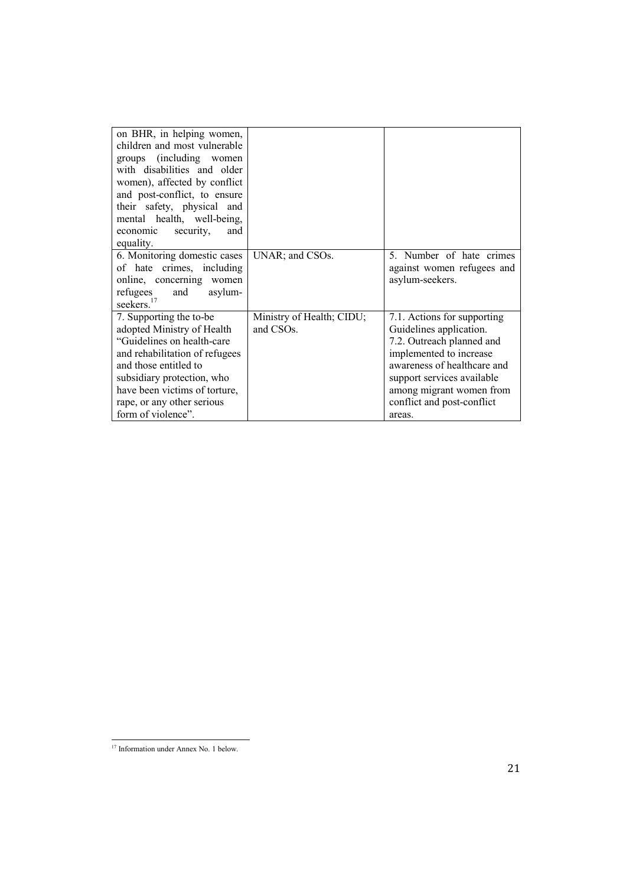| | | |
|---|---|---|
| on BHR, in helping women, children and most vulnerable groups (including women with disabilities and older women), affected by conflict and post-conflict, to ensure their safety, physical and mental health, well-being, economic security, and equality. | | |
| 6. Monitoring domestic cases of hate crimes, including online, concerning women refugees and asylum-seekers.[17] | UNAR; and CSOs. | 5. Number of hate crimes against women refugees and asylum-seekers. |
| 7. Supporting the to-be adopted Ministry of Health "Guidelines on health-care and rehabilitation of refugees and those entitled to subsidiary protection, who have been victims of torture, rape, or any other serious form of violence". | Ministry of Health; CIDU; and CSOs. | 7.1. Actions for supporting Guidelines application.<br>7.2. Outreach planned and implemented to increase awareness of healthcare and support services available among migrant women from conflict and post-conflict areas. |

[17] Information under Annex No. 1 below.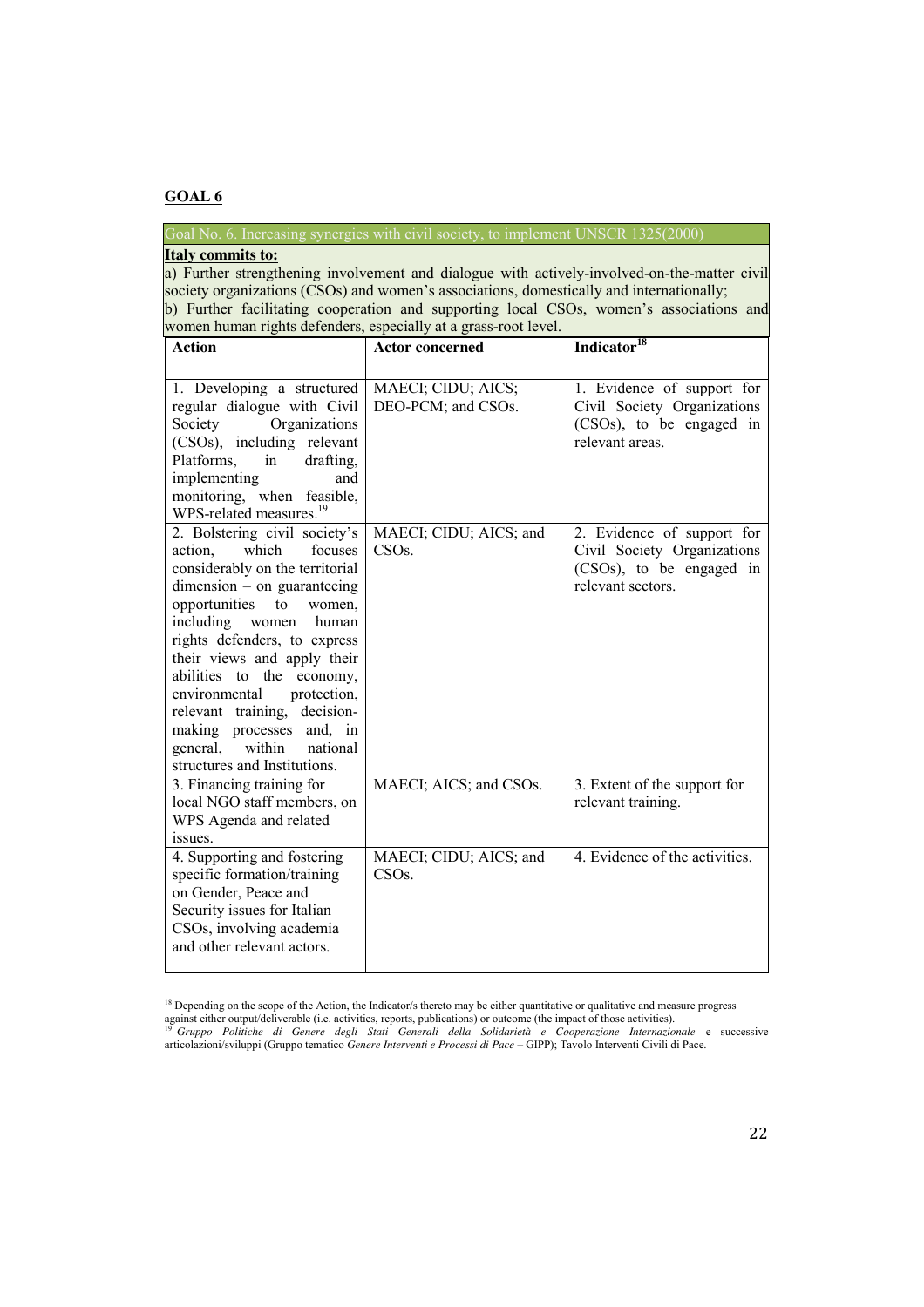## GOAL 6

| Goal No. 6. Increasing synergies with civil society, to implement UNSCR 1325(2000) | | |
|---|---|---|
| **Italy commits to:**<br>a) Further strengthening involvement and dialogue with actively-involved-on-the-matter civil society organizations (CSOs) and women's associations, domestically and internationally;<br>b) Further facilitating cooperation and supporting local CSOs, women's associations and women human rights defenders, especially at a grass-root level. | | |
| **Action** | **Actor concerned** | **Indicator**[18] |
| 1. Developing a structured regular dialogue with Civil Society Organizations (CSOs), including relevant Platforms, in drafting, implementing and monitoring, when feasible, WPS-related measures.[19] | MAECI; CIDU; AICS; DEO-PCM; and CSOs. | 1. Evidence of support for Civil Society Organizations (CSOs), to be engaged in relevant areas. |
| 2. Bolstering civil society's action, which focuses considerably on the territorial dimension – on guaranteeing opportunities to women, including women human rights defenders, to express their views and apply their abilities to the economy, environmental protection, relevant training, decision-making processes and, in general, within national structures and Institutions. | MAECI; CIDU; AICS; and CSOs. | 2. Evidence of support for Civil Society Organizations (CSOs), to be engaged in relevant sectors. |
| 3. Financing training for local NGO staff members, on WPS Agenda and related issues. | MAECI; AICS; and CSOs. | 3. Extent of the support for relevant training. |
| 4. Supporting and fostering specific formation/training on Gender, Peace and Security issues for Italian CSOs, involving academia and other relevant actors. | MAECI; CIDU; AICS; and CSOs. | 4. Evidence of the activities. |

[18] Depending on the scope of the Action, the Indicator/s thereto may be either quantitative or qualitative and measure progress against either output/deliverable (i.e. activities, reports, publications) or outcome (the impact of those activities).

[19] *Gruppo Politiche di Genere degli Stati Generali della Solidarietà e Cooperazione Internazionale* e successive articolazioni/sviluppi (Gruppo tematico *Genere Interventi e Processi di Pace* – GIPP); Tavolo Interventi Civili di Pace.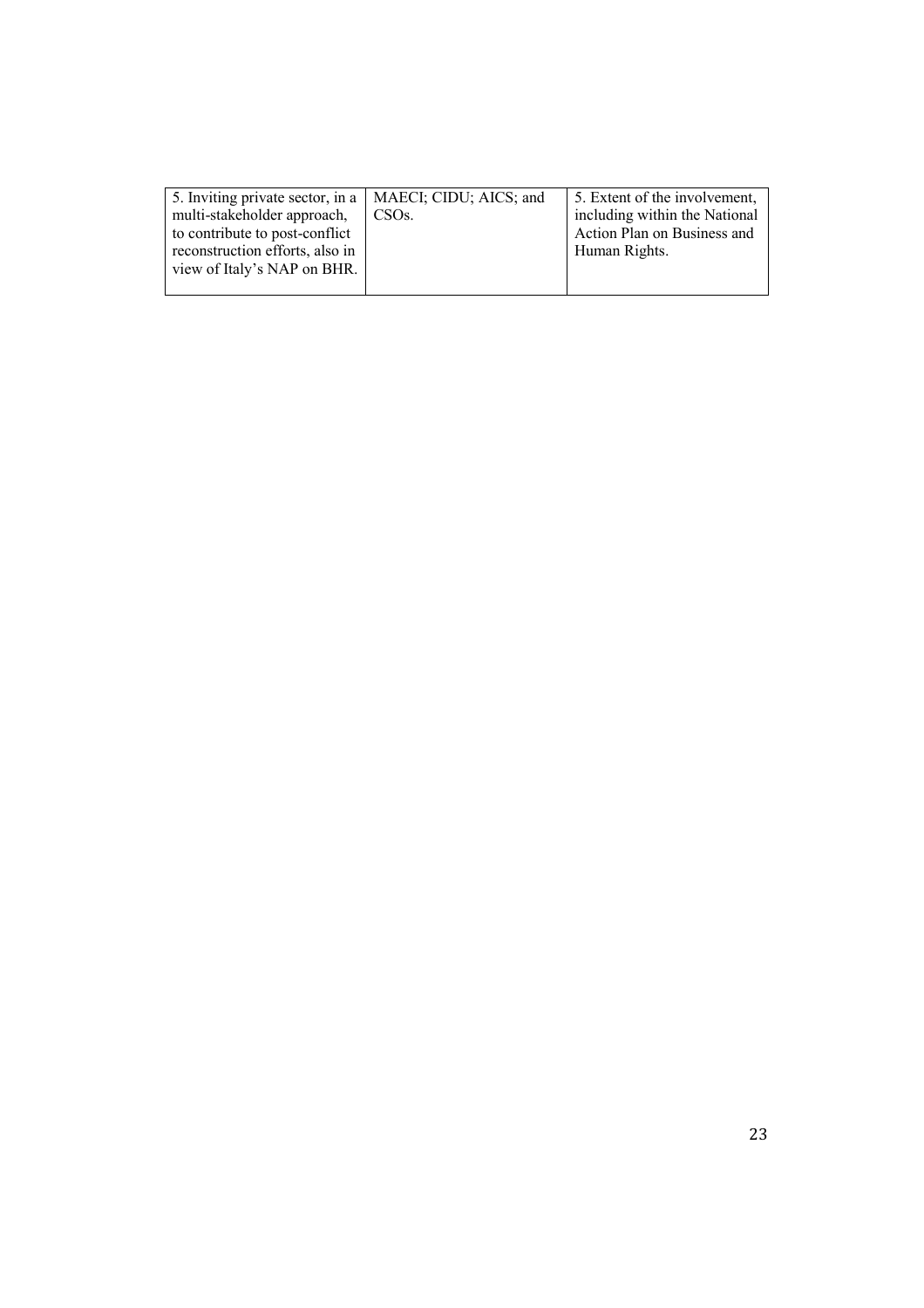| | | |
|---|---|---|
| 5. Inviting private sector, in a multi-stakeholder approach, to contribute to post-conflict reconstruction efforts, also in view of Italy's NAP on BHR. | MAECI; CIDU; AICS; and CSOs. | 5. Extent of the involvement, including within the National Action Plan on Business and Human Rights. |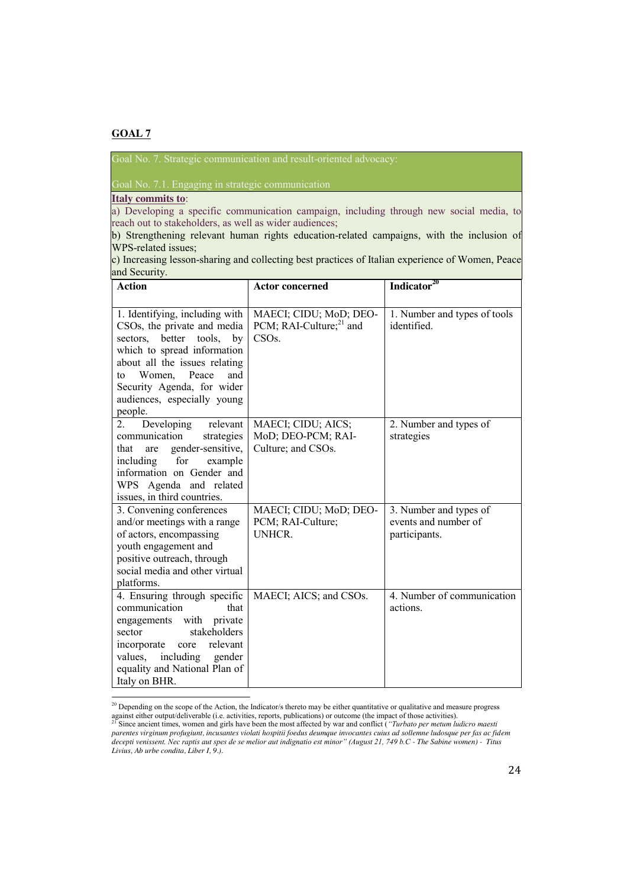## GOAL 7

Goal No. 7. Strategic communication and result-oriented advocacy:

Goal No. 7.1. Engaging in strategic communication

**Italy commits to**:

a) Developing a specific communication campaign, including through new social media, to reach out to stakeholders, as well as wider audiences;

b) Strengthening relevant human rights education-related campaigns, with the inclusion of WPS-related issues;

c) Increasing lesson-sharing and collecting best practices of Italian experience of Women, Peace and Security.

| Action | Actor concerned | Indicator[20] |
|---|---|---|
| 1. Identifying, including with CSOs, the private and media sectors, better tools, by which to spread information about all the issues relating to Women, Peace and Security Agenda, for wider audiences, especially young people. | MAECI; CIDU; MoD; DEO-PCM; RAI-Culture;[21] and CSOs. | 1. Number and types of tools identified. |
| 2. Developing relevant communication strategies that are gender-sensitive, including for example information on Gender and WPS Agenda and related issues, in third countries. | MAECI; CIDU; AICS; MoD; DEO-PCM; RAI-Culture; and CSOs. | 2. Number and types of strategies |
| 3. Convening conferences and/or meetings with a range of actors, encompassing youth engagement and positive outreach, through social media and other virtual platforms. | MAECI; CIDU; MoD; DEO-PCM; RAI-Culture; UNHCR. | 3. Number and types of events and number of participants. |
| 4. Ensuring through specific communication that engagements with private sector stakeholders incorporate core relevant values, including gender equality and National Plan of Italy on BHR. | MAECI; AICS; and CSOs. | 4. Number of communication actions. |

[20] Depending on the scope of the Action, the Indicator/s thereto may be either quantitative or qualitative and measure progress against either output/deliverable (i.e. activities, reports, publications) or outcome (the impact of those activities).

[21] Since ancient times, women and girls have been the most affected by war and conflict (*"Turbato per metum ludicro maesti parentes virginum profugiunt, incusantes violati hospitii foedus deumque invocantes cuius ad sollemne ludosque per fas ac fidem decepti venissent. Nec raptis aut spes de se melior aut indignatio est minor" (August 21, 749 b.C - The Sabine women) - Titus Livius, Ab urbe condita, Liber I, 9.).*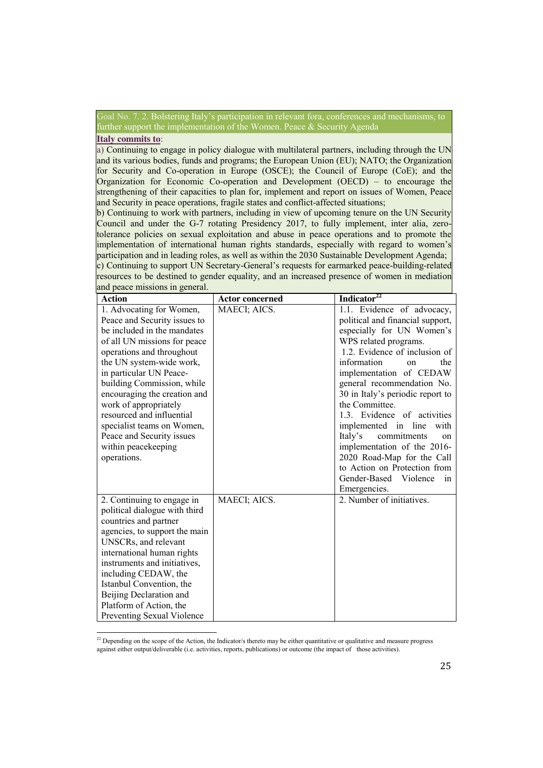Goal No. 7. 2. Bolstering Italy's participation in relevant fora, conferences and mechanisms, to further support the implementation of the Women. Peace & Security Agenda

**Italy commits to**:

a) Continuing to engage in policy dialogue with multilateral partners, including through the UN and its various bodies, funds and programs; the European Union (EU); NATO; the Organization for Security and Co-operation in Europe (OSCE); the Council of Europe (CoE); and the Organization for Economic Co-operation and Development (OECD) – to encourage the strengthening of their capacities to plan for, implement and report on issues of Women, Peace and Security in peace operations, fragile states and conflict-affected situations;

b) Continuing to work with partners, including in view of upcoming tenure on the UN Security Council and under the G-7 rotating Presidency 2017, to fully implement, inter alia, zero-tolerance policies on sexual exploitation and abuse in peace operations and to promote the implementation of international human rights standards, especially with regard to women's participation and in leading roles, as well as within the 2030 Sustainable Development Agenda;

c) Continuing to support UN Secretary-General's requests for earmarked peace-building-related resources to be destined to gender equality, and an increased presence of women in mediation and peace missions in general.

| Action | Actor concerned | Indicator[22] |
|---|---|---|
| 1. Advocating for Women, Peace and Security issues to be included in the mandates of all UN missions for peace operations and throughout the UN system-wide work, in particular UN Peace-building Commission, while encouraging the creation and work of appropriately resourced and influential specialist teams on Women, Peace and Security issues within peacekeeping operations. | MAECI; AICS. | 1.1. Evidence of advocacy, political and financial support, especially for UN Women's WPS related programs.<br>1.2. Evidence of inclusion of information on the implementation of CEDAW general recommendation No. 30 in Italy's periodic report to the Committee.<br>1.3. Evidence of activities implemented in line with Italy's commitments on implementation of the 2016-2020 Road-Map for the Call to Action on Protection from Gender-Based Violence in Emergencies. |
| 2. Continuing to engage in political dialogue with third countries and partner agencies, to support the main UNSCRs, and relevant international human rights instruments and initiatives, including CEDAW, the Istanbul Convention, the Beijing Declaration and Platform of Action, the Preventing Sexual Violence | MAECI; AICS. | 2. Number of initiatives. |

[22] Depending on the scope of the Action, the Indicator/s thereto may be either quantitative or qualitative and measure progress against either output/deliverable (i.e. activities, reports, publications) or outcome (the impact of those activities).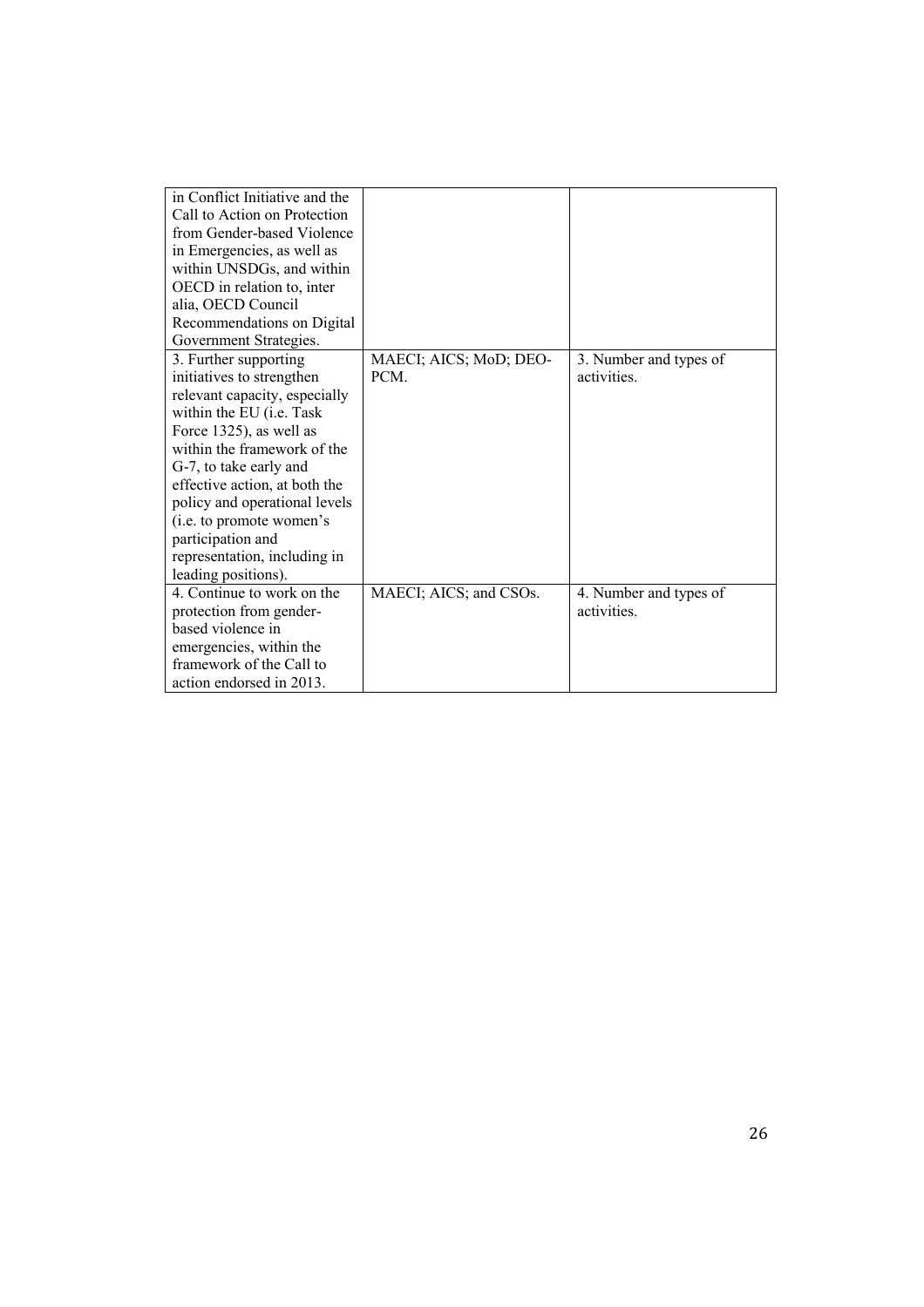| | | |
|---|---|---|
| in Conflict Initiative and the Call to Action on Protection from Gender-based Violence in Emergencies, as well as within UNSDGs, and within OECD in relation to, inter alia, OECD Council Recommendations on Digital Government Strategies. | | |
| 3. Further supporting initiatives to strengthen relevant capacity, especially within the EU (i.e. Task Force 1325), as well as within the framework of the G-7, to take early and effective action, at both the policy and operational levels (i.e. to promote women's participation and representation, including in leading positions). | MAECI; AICS; MoD; DEO-PCM. | 3. Number and types of activities. |
| 4. Continue to work on the protection from gender-based violence in emergencies, within the framework of the Call to action endorsed in 2013. | MAECI; AICS; and CSOs. | 4. Number and types of activities. |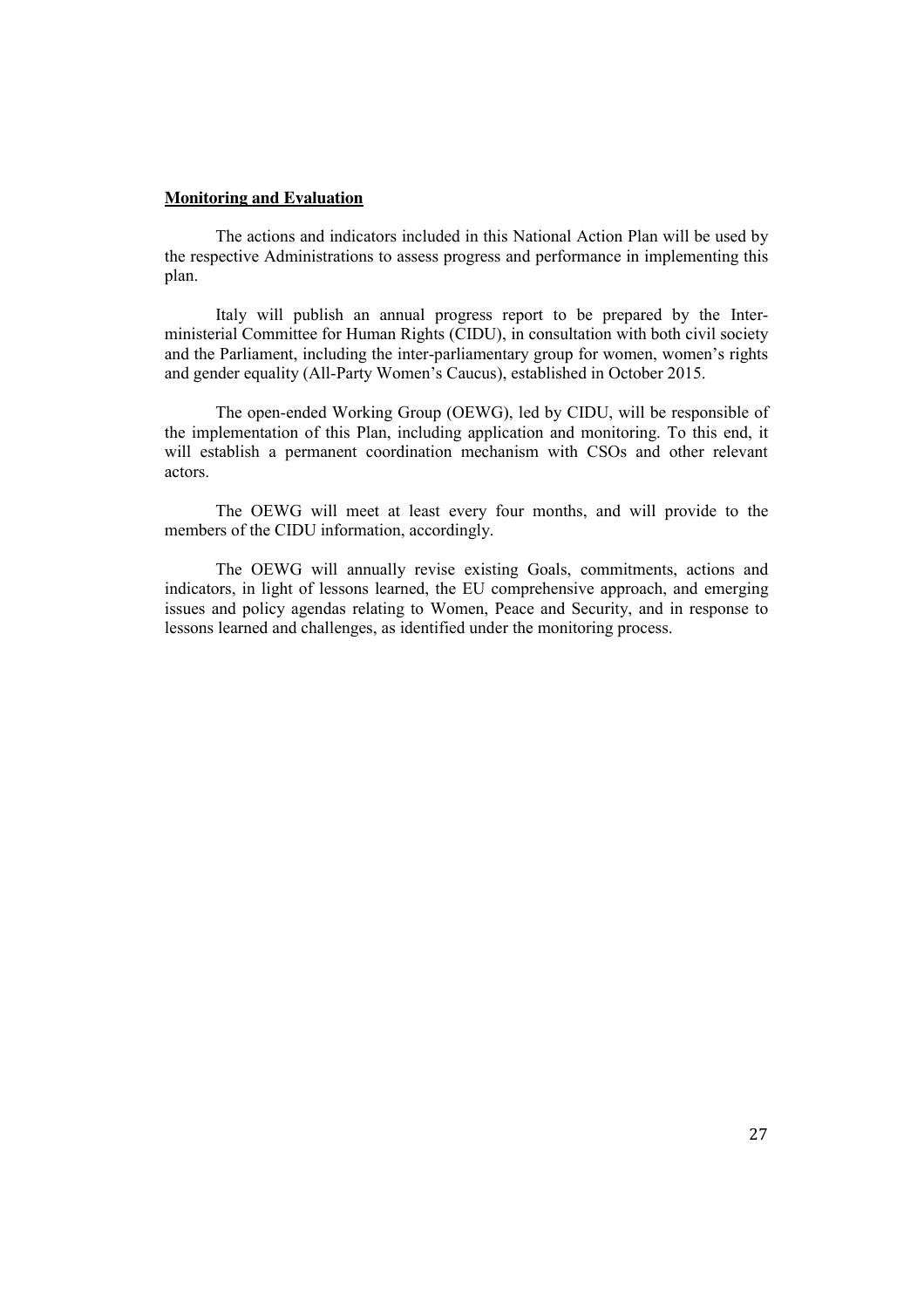**Monitoring and Evaluation**

The actions and indicators included in this National Action Plan will be used by the respective Administrations to assess progress and performance in implementing this plan.

Italy will publish an annual progress report to be prepared by the Inter-ministerial Committee for Human Rights (CIDU), in consultation with both civil society and the Parliament, including the inter-parliamentary group for women, women's rights and gender equality (All-Party Women's Caucus), established in October 2015.

The open-ended Working Group (OEWG), led by CIDU, will be responsible of the implementation of this Plan, including application and monitoring. To this end, it will establish a permanent coordination mechanism with CSOs and other relevant actors.

The OEWG will meet at least every four months, and will provide to the members of the CIDU information, accordingly.

The OEWG will annually revise existing Goals, commitments, actions and indicators, in light of lessons learned, the EU comprehensive approach, and emerging issues and policy agendas relating to Women, Peace and Security, and in response to lessons learned and challenges, as identified under the monitoring process.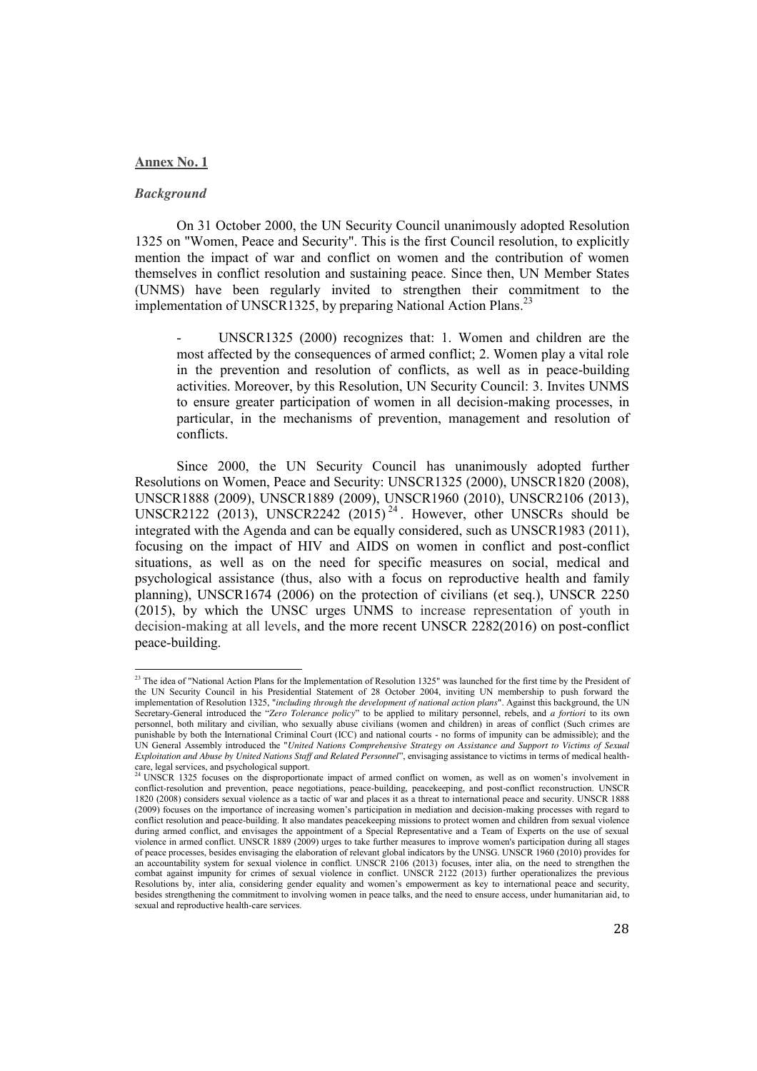**Annex No. 1**

***Background***

On 31 October 2000, the UN Security Council unanimously adopted Resolution 1325 on "Women, Peace and Security". This is the first Council resolution, to explicitly mention the impact of war and conflict on women and the contribution of women themselves in conflict resolution and sustaining peace. Since then, UN Member States (UNMS) have been regularly invited to strengthen their commitment to the implementation of UNSCR1325, by preparing National Action Plans.[23]

> - UNSCR1325 (2000) recognizes that: 1. Women and children are the most affected by the consequences of armed conflict; 2. Women play a vital role in the prevention and resolution of conflicts, as well as in peace-building activities. Moreover, by this Resolution, UN Security Council: 3. Invites UNMS to ensure greater participation of women in all decision-making processes, in particular, in the mechanisms of prevention, management and resolution of conflicts.

Since 2000, the UN Security Council has unanimously adopted further Resolutions on Women, Peace and Security: UNSCR1325 (2000), UNSCR1820 (2008), UNSCR1888 (2009), UNSCR1889 (2009), UNSCR1960 (2010), UNSCR2106 (2013), UNSCR2122 (2013), UNSCR2242 (2015)[24]. However, other UNSCRs should be integrated with the Agenda and can be equally considered, such as UNSCR1983 (2011), focusing on the impact of HIV and AIDS on women in conflict and post-conflict situations, as well as on the need for specific measures on social, medical and psychological assistance (thus, also with a focus on reproductive health and family planning), UNSCR1674 (2006) on the protection of civilians (et seq.), UNSCR 2250 (2015), by which the UNSC urges UNMS to increase representation of youth in decision-making at all levels, and the more recent UNSCR 2282(2016) on post-conflict peace-building.

---

[23] The idea of "National Action Plans for the Implementation of Resolution 1325" was launched for the first time by the President of the UN Security Council in his Presidential Statement of 28 October 2004, inviting UN membership to push forward the implementation of Resolution 1325, "*including through the development of national action plans*". Against this background, the UN Secretary-General introduced the "*Zero Tolerance policy*" to be applied to military personnel, rebels, and *a fortiori* to its own personnel, both military and civilian, who sexually abuse civilians (women and children) in areas of conflict (Such crimes are punishable by both the International Criminal Court (ICC) and national courts - no forms of impunity can be admissible); and the UN General Assembly introduced the "*United Nations Comprehensive Strategy on Assistance and Support to Victims of Sexual Exploitation and Abuse by United Nations Staff and Related Personnel*", envisaging assistance to victims in terms of medical health-care, legal services, and psychological support.

[24] UNSCR 1325 focuses on the disproportionate impact of armed conflict on women, as well as on women's involvement in conflict-resolution and prevention, peace negotiations, peace-building, peacekeeping, and post-conflict reconstruction. UNSCR 1820 (2008) considers sexual violence as a tactic of war and places it as a threat to international peace and security. UNSCR 1888 (2009) focuses on the importance of increasing women's participation in mediation and decision-making processes with regard to conflict resolution and peace-building. It also mandates peacekeeping missions to protect women and children from sexual violence during armed conflict, and envisages the appointment of a Special Representative and a Team of Experts on the use of sexual violence in armed conflict. UNSCR 1889 (2009) urges to take further measures to improve women's participation during all stages of peace processes, besides envisaging the elaboration of relevant global indicators by the UNSG. UNSCR 1960 (2010) provides for an accountability system for sexual violence in conflict. UNSCR 2106 (2013) focuses, inter alia, on the need to strengthen the combat against impunity for crimes of sexual violence in conflict. UNSCR 2122 (2013) further operationalizes the previous Resolutions by, inter alia, considering gender equality and women's empowerment as key to international peace and security, besides strengthening the commitment to involving women in peace talks, and the need to ensure access, under humanitarian aid, to sexual and reproductive health-care services.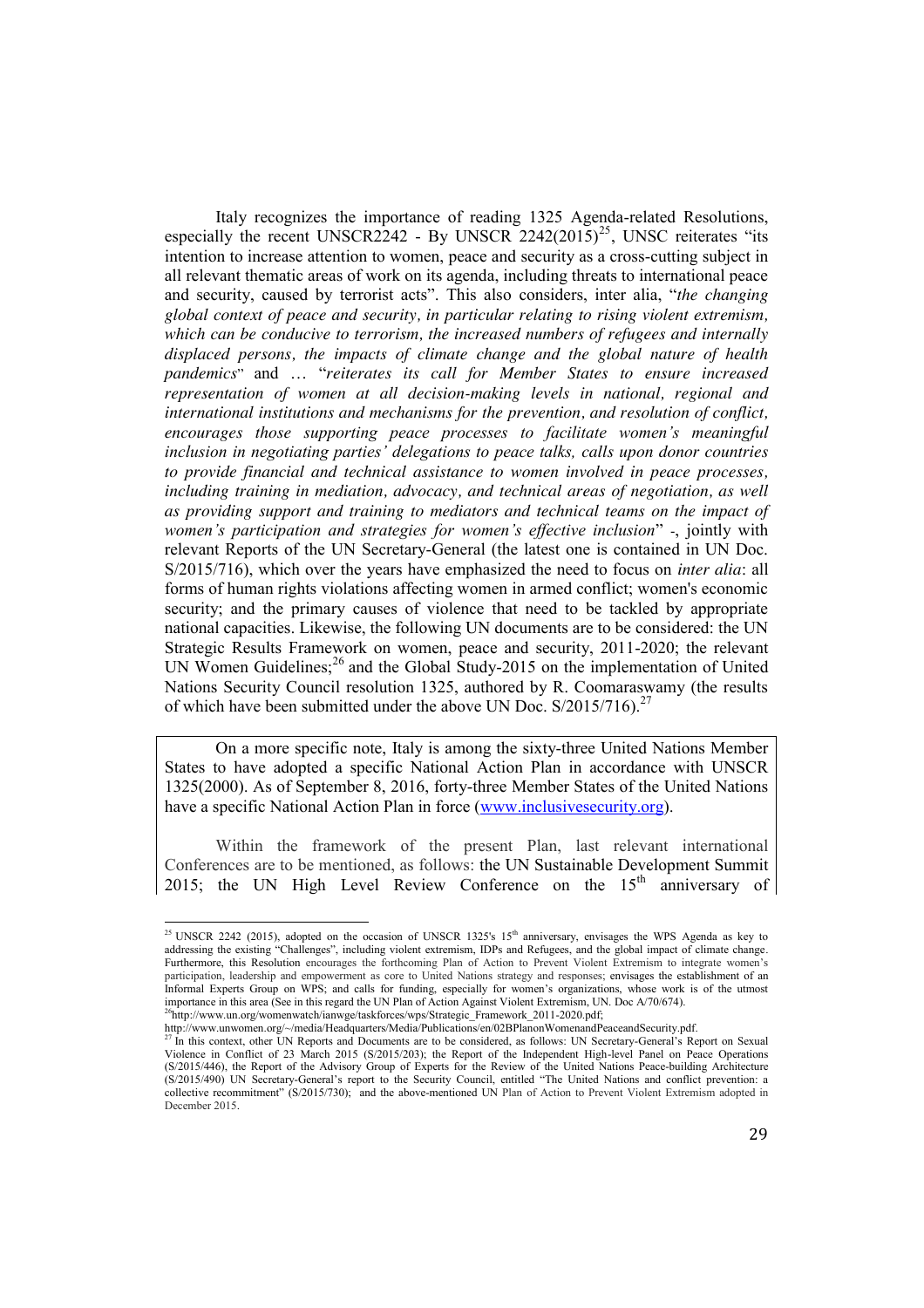Italy recognizes the importance of reading 1325 Agenda-related Resolutions, especially the recent UNSCR2242 - By UNSCR 2242(2015)[25], UNSC reiterates "its intention to increase attention to women, peace and security as a cross-cutting subject in all relevant thematic areas of work on its agenda, including threats to international peace and security, caused by terrorist acts". This also considers, inter alia, "*the changing global context of peace and security, in particular relating to rising violent extremism, which can be conducive to terrorism, the increased numbers of refugees and internally displaced persons, the impacts of climate change and the global nature of health pandemics*" and … "*reiterates its call for Member States to ensure increased representation of women at all decision-making levels in national, regional and international institutions and mechanisms for the prevention, and resolution of conflict, encourages those supporting peace processes to facilitate women's meaningful inclusion in negotiating parties' delegations to peace talks, calls upon donor countries to provide financial and technical assistance to women involved in peace processes, including training in mediation, advocacy, and technical areas of negotiation, as well as providing support and training to mediators and technical teams on the impact of women's participation and strategies for women's effective inclusion*" -, jointly with relevant Reports of the UN Secretary-General (the latest one is contained in UN Doc. S/2015/716), which over the years have emphasized the need to focus on *inter alia*: all forms of human rights violations affecting women in armed conflict; women's economic security; and the primary causes of violence that need to be tackled by appropriate national capacities. Likewise, the following UN documents are to be considered: the UN Strategic Results Framework on women, peace and security, 2011-2020; the relevant UN Women Guidelines;[26] and the Global Study-2015 on the implementation of United Nations Security Council resolution 1325, authored by R. Coomaraswamy (the results of which have been submitted under the above UN Doc. S/2015/716).[27]

On a more specific note, Italy is among the sixty-three United Nations Member States to have adopted a specific National Action Plan in accordance with UNSCR 1325(2000). As of September 8, 2016, forty-three Member States of the United Nations have a specific National Action Plan in force (www.inclusivesecurity.org).

Within the framework of the present Plan, last relevant international Conferences are to be mentioned, as follows: the UN Sustainable Development Summit 2015; the UN High Level Review Conference on the 15th anniversary of

---

[25] UNSCR 2242 (2015), adopted on the occasion of UNSCR 1325's 15th anniversary, envisages the WPS Agenda as key to addressing the existing "Challenges", including violent extremism, IDPs and Refugees, and the global impact of climate change. Furthermore, this Resolution encourages the forthcoming Plan of Action to Prevent Violent Extremism to integrate women's participation, leadership and empowerment as core to United Nations strategy and responses; envisages the establishment of an Informal Experts Group on WPS; and calls for funding, especially for women's organizations, whose work is of the utmost importance in this area (See in this regard the UN Plan of Action Against Violent Extremism, UN. Doc A/70/674).

[26] http://www.un.org/womenwatch/ianwge/taskforces/wps/Strategic_Framework_2011-2020.pdf; http://www.unwomen.org/~/media/Headquarters/Media/Publications/en/02BPlanonWomenandPeaceandSecurity.pdf.

[27] In this context, other UN Reports and Documents are to be considered, as follows: UN Secretary-General's Report on Sexual Violence in Conflict of 23 March 2015 (S/2015/203); the Report of the Independent High-level Panel on Peace Operations (S/2015/446), the Report of the Advisory Group of Experts for the Review of the United Nations Peace-building Architecture (S/2015/490) UN Secretary-General's report to the Security Council, entitled "The United Nations and conflict prevention: a collective recommitment" (S/2015/730); and the above-mentioned UN Plan of Action to Prevent Violent Extremism adopted in December 2015.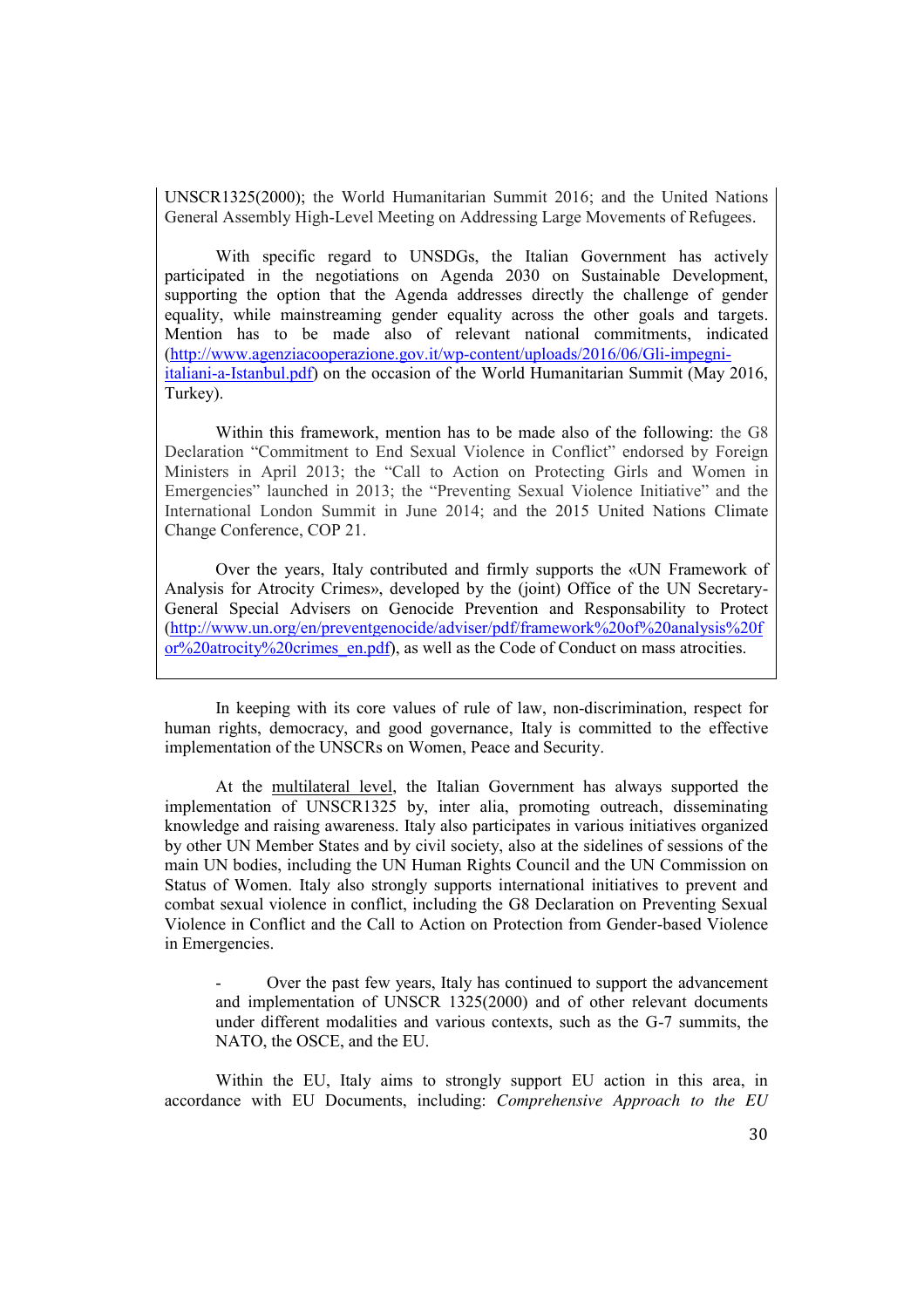UNSCR1325(2000); the World Humanitarian Summit 2016; and the United Nations General Assembly High-Level Meeting on Addressing Large Movements of Refugees.

With specific regard to UNSDGs, the Italian Government has actively participated in the negotiations on Agenda 2030 on Sustainable Development, supporting the option that the Agenda addresses directly the challenge of gender equality, while mainstreaming gender equality across the other goals and targets. Mention has to be made also of relevant national commitments, indicated (http://www.agenziacooperazione.gov.it/wp-content/uploads/2016/06/Gli-impegni-italiani-a-Istanbul.pdf) on the occasion of the World Humanitarian Summit (May 2016, Turkey).

Within this framework, mention has to be made also of the following: the G8 Declaration "Commitment to End Sexual Violence in Conflict" endorsed by Foreign Ministers in April 2013; the "Call to Action on Protecting Girls and Women in Emergencies" launched in 2013; the "Preventing Sexual Violence Initiative" and the International London Summit in June 2014; and the 2015 United Nations Climate Change Conference, COP 21.

Over the years, Italy contributed and firmly supports the «UN Framework of Analysis for Atrocity Crimes», developed by the (joint) Office of the UN Secretary-General Special Advisers on Genocide Prevention and Responsability to Protect (http://www.un.org/en/preventgenocide/adviser/pdf/framework%20of%20analysis%20for%20atrocity%20crimes_en.pdf), as well as the Code of Conduct on mass atrocities.

In keeping with its core values of rule of law, non-discrimination, respect for human rights, democracy, and good governance, Italy is committed to the effective implementation of the UNSCRs on Women, Peace and Security.

At the multilateral level, the Italian Government has always supported the implementation of UNSCR1325 by, inter alia, promoting outreach, disseminating knowledge and raising awareness. Italy also participates in various initiatives organized by other UN Member States and by civil society, also at the sidelines of sessions of the main UN bodies, including the UN Human Rights Council and the UN Commission on Status of Women. Italy also strongly supports international initiatives to prevent and combat sexual violence in conflict, including the G8 Declaration on Preventing Sexual Violence in Conflict and the Call to Action on Protection from Gender-based Violence in Emergencies.

- Over the past few years, Italy has continued to support the advancement and implementation of UNSCR 1325(2000) and of other relevant documents under different modalities and various contexts, such as the G-7 summits, the NATO, the OSCE, and the EU.

Within the EU, Italy aims to strongly support EU action in this area, in accordance with EU Documents, including: *Comprehensive Approach to the EU*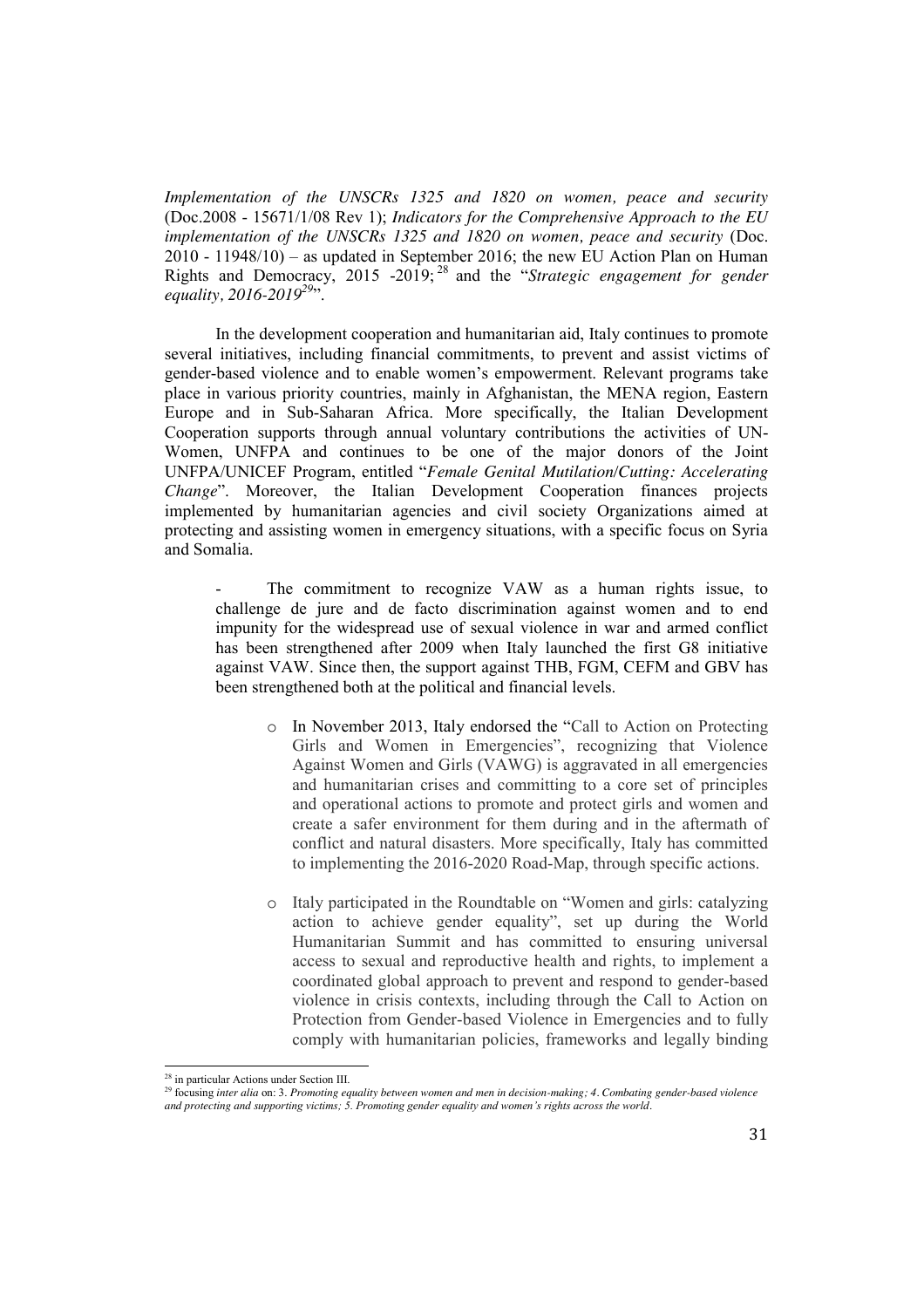*Implementation of the UNSCRs 1325 and 1820 on women, peace and security* (Doc.2008 - 15671/1/08 Rev 1); *Indicators for the Comprehensive Approach to the EU implementation of the UNSCRs 1325 and 1820 on women, peace and security* (Doc. 2010 - 11948/10) – as updated in September 2016; the new EU Action Plan on Human Rights and Democracy, 2015 -2019;[28] and the "*Strategic engagement for gender equality, 2016-2019*[29]".

In the development cooperation and humanitarian aid, Italy continues to promote several initiatives, including financial commitments, to prevent and assist victims of gender-based violence and to enable women's empowerment. Relevant programs take place in various priority countries, mainly in Afghanistan, the MENA region, Eastern Europe and in Sub-Saharan Africa. More specifically, the Italian Development Cooperation supports through annual voluntary contributions the activities of UN-Women, UNFPA and continues to be one of the major donors of the Joint UNFPA/UNICEF Program, entitled "*Female Genital Mutilation/Cutting: Accelerating Change*". Moreover, the Italian Development Cooperation finances projects implemented by humanitarian agencies and civil society Organizations aimed at protecting and assisting women in emergency situations, with a specific focus on Syria and Somalia.

- The commitment to recognize VAW as a human rights issue, to challenge de jure and de facto discrimination against women and to end impunity for the widespread use of sexual violence in war and armed conflict has been strengthened after 2009 when Italy launched the first G8 initiative against VAW. Since then, the support against THB, FGM, CEFM and GBV has been strengthened both at the political and financial levels.
    - In November 2013, Italy endorsed the "Call to Action on Protecting Girls and Women in Emergencies", recognizing that Violence Against Women and Girls (VAWG) is aggravated in all emergencies and humanitarian crises and committing to a core set of principles and operational actions to promote and protect girls and women and create a safer environment for them during and in the aftermath of conflict and natural disasters. More specifically, Italy has committed to implementing the 2016-2020 Road-Map, through specific actions.
    - Italy participated in the Roundtable on "Women and girls: catalyzing action to achieve gender equality", set up during the World Humanitarian Summit and has committed to ensuring universal access to sexual and reproductive health and rights, to implement a coordinated global approach to prevent and respond to gender-based violence in crisis contexts, including through the Call to Action on Protection from Gender-based Violence in Emergencies and to fully comply with humanitarian policies, frameworks and legally binding

[28] in particular Actions under Section III.

[29] focusing *inter alia* on: 3. *Promoting equality between women and men in decision-making; 4. Combating gender-based violence and protecting and supporting victims; 5. Promoting gender equality and women's rights across the world*.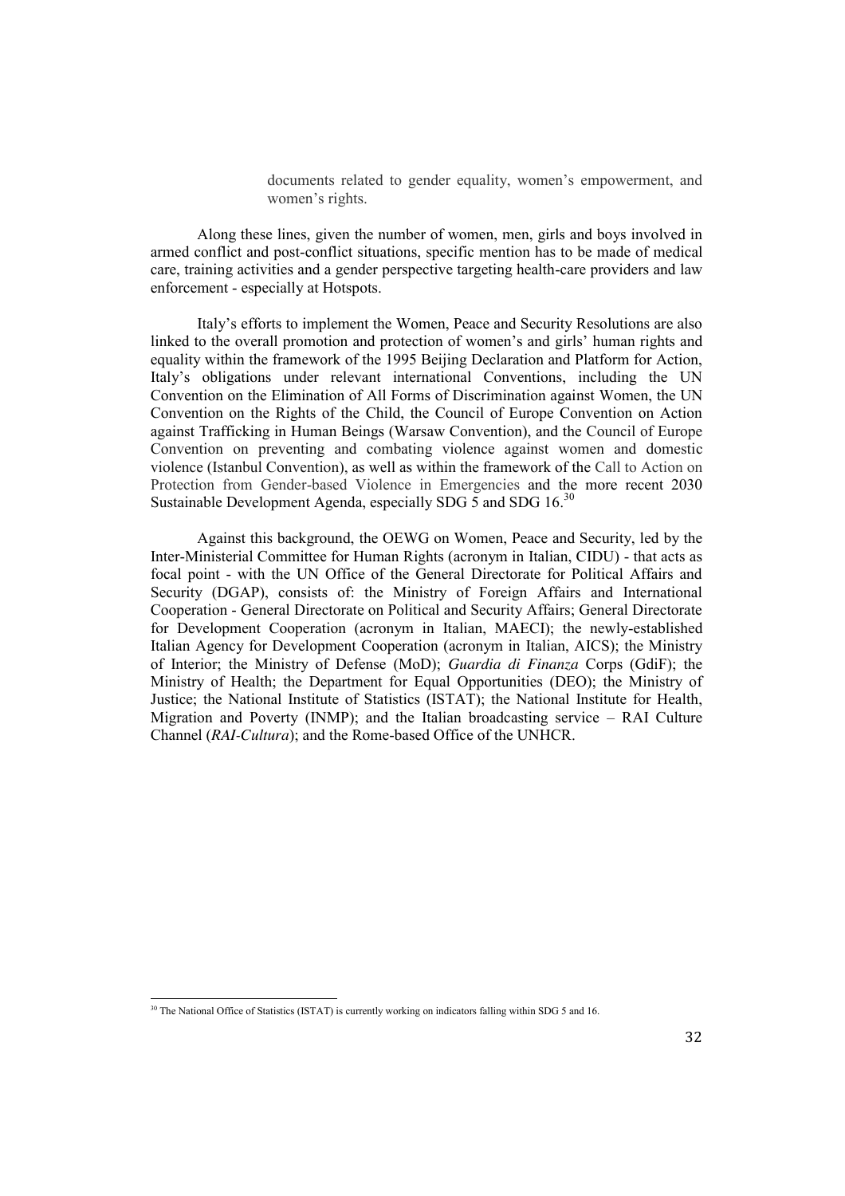documents related to gender equality, women's empowerment, and women's rights.

Along these lines, given the number of women, men, girls and boys involved in armed conflict and post-conflict situations, specific mention has to be made of medical care, training activities and a gender perspective targeting health-care providers and law enforcement - especially at Hotspots.

Italy's efforts to implement the Women, Peace and Security Resolutions are also linked to the overall promotion and protection of women's and girls' human rights and equality within the framework of the 1995 Beijing Declaration and Platform for Action, Italy's obligations under relevant international Conventions, including the UN Convention on the Elimination of All Forms of Discrimination against Women, the UN Convention on the Rights of the Child, the Council of Europe Convention on Action against Trafficking in Human Beings (Warsaw Convention), and the Council of Europe Convention on preventing and combating violence against women and domestic violence (Istanbul Convention), as well as within the framework of the Call to Action on Protection from Gender-based Violence in Emergencies and the more recent 2030 Sustainable Development Agenda, especially SDG 5 and SDG 16.[30]

Against this background, the OEWG on Women, Peace and Security, led by the Inter-Ministerial Committee for Human Rights (acronym in Italian, CIDU) - that acts as focal point - with the UN Office of the General Directorate for Political Affairs and Security (DGAP), consists of: the Ministry of Foreign Affairs and International Cooperation - General Directorate on Political and Security Affairs; General Directorate for Development Cooperation (acronym in Italian, MAECI); the newly-established Italian Agency for Development Cooperation (acronym in Italian, AICS); the Ministry of Interior; the Ministry of Defense (MoD); *Guardia di Finanza* Corps (GdiF); the Ministry of Health; the Department for Equal Opportunities (DEO); the Ministry of Justice; the National Institute of Statistics (ISTAT); the National Institute for Health, Migration and Poverty (INMP); and the Italian broadcasting service – RAI Culture Channel (*RAI-Cultura*); and the Rome-based Office of the UNHCR.

[30] The National Office of Statistics (ISTAT) is currently working on indicators falling within SDG 5 and 16.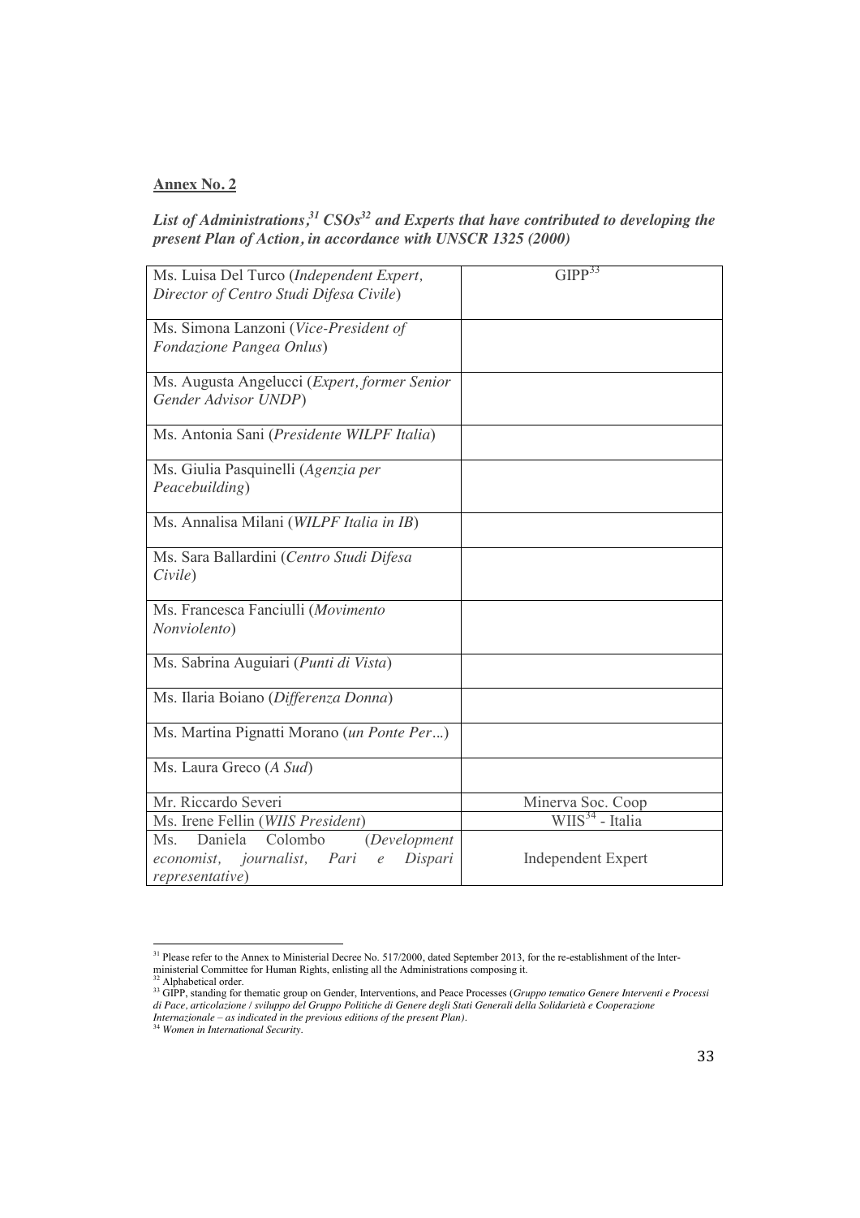**Annex No. 2**

***List of Administrations,[31] CSOs[32] and Experts that have contributed to developing the present Plan of Action, in accordance with UNSCR 1325 (2000)***

| | |
|---|---|
| Ms. Luisa Del Turco (*Independent Expert, Director of Centro Studi Difesa Civile*) | GIPP[33] |
| Ms. Simona Lanzoni (*Vice-President of Fondazione Pangea Onlus*) | |
| Ms. Augusta Angelucci (*Expert, former Senior Gender Advisor UNDP*) | |
| Ms. Antonia Sani (*Presidente WILPF Italia*) | |
| Ms. Giulia Pasquinelli (*Agenzia per Peacebuilding*) | |
| Ms. Annalisa Milani (*WILPF Italia in IB*) | |
| Ms. Sara Ballardini (*Centro Studi Difesa Civile*) | |
| Ms. Francesca Fanciulli (*Movimento Nonviolento*) | |
| Ms. Sabrina Auguiari (*Punti di Vista*) | |
| Ms. Ilaria Boiano (*Differenza Donna*) | |
| Ms. Martina Pignatti Morano (*un Ponte Per…*) | |
| Ms. Laura Greco (*A Sud*) | |
| Mr. Riccardo Severi | Minerva Soc. Coop |
| Ms. Irene Fellin (*WIIS President*) | WIIS[34] - Italia |
| Ms. Daniela Colombo (*Development economist, journalist, Pari e Dispari representative*) | Independent Expert |

[31] Please refer to the Annex to Ministerial Decree No. 517/2000, dated September 2013, for the re-establishment of the Inter-ministerial Committee for Human Rights, enlisting all the Administrations composing it.

[32] Alphabetical order.

[33] GIPP, standing for thematic group on Gender, Interventions, and Peace Processes (*Gruppo tematico Genere Interventi e Processi di Pace, articolazione / sviluppo del Gruppo Politiche di Genere degli Stati Generali della Solidarietà e Cooperazione Internazionale – as indicated in the previous editions of the present Plan)*.

[34] *Women in International Security*.